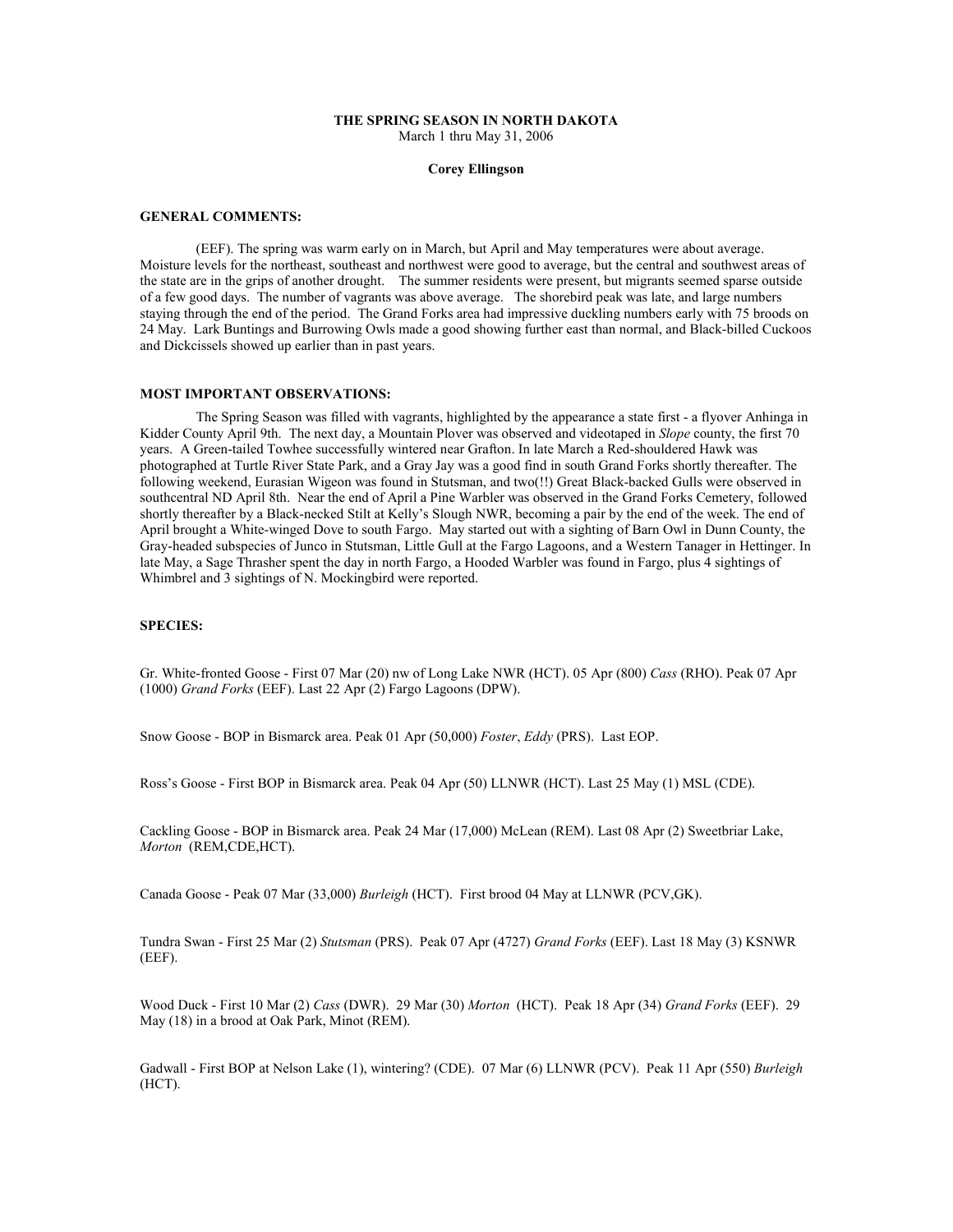# THE SPRING SEASON IN NORTH DAKOTA

March 1 thru May 31, 2006

**Corey Ellingson**

### GENERAL COMMENTS:

(EEF). The spring was warm early on in March, but April and May temperatures were about average. Moisture levels for the northeast, southeast and northwest were good to average, but the central and southwest areas of the state are in the grips of another drought. The summer residents were present, but migrants seemed sparse outside of a few good days. The number of vagrants was above average. The shorebird peak was late, and large numbers staying through the end of the period. The Grand Forks area had impressive duckling numbers early with 75 broods on 24 May. Lark Buntings and Burrowing Owls made a good showing further east than normal, and Black-billed Cuckoos and Dickcissels showed up earlier than in past years.

### MOST IMPORTANT OBSERVATIONS:

The Spring Season was filled with vagrants, highlighted by the appearance a state first - a flyover Anhinga in Kidder County April 9th. The next day, a Mountain Plover was observed and videotaped in *Slope* county, the first 70 years. A Green-tailed Towhee successfully wintered near Grafton. In late March a Red-shouldered Hawk was photographed at Turtle River State Park, and a Gray Jay was a good find in south Grand Forks shortly thereafter. The following weekend, Eurasian Wigeon was found in Stutsman, and two(!!) Great Black-backed Gulls were observed in southcentral ND April 8th. Near the end of April a Pine Warbler was observed in the Grand Forks Cemetery, followed shortly thereafter by a Black-necked Stilt at Kelly's Slough NWR, becoming a pair by the end of the week. The end of April brought a White-winged Dove to south Fargo. May started out with a sighting of Barn Owl in Dunn County, the Gray-headed subspecies of Junco in Stutsman, Little Gull at the Fargo Lagoons, and a Western Tanager in Hettinger. In late May, a Sage Thrasher spent the day in north Fargo, a Hooded Warbler was found in Fargo, plus 4 sightings of Whimbrel and 3 sightings of N. Mockingbird were reported.

### SPECIES:

Gr. White-fronted Goose - First 07 Mar (20) nw of Long Lake NWR (HCT). 05 Apr (800) *Cass* (RHO). Peak 07 Apr (1000) *Grand Forks* (EEF). Last 22 Apr (2) Fargo Lagoons (DPW).

Snow Goose - BOP in Bismarck area. Peak 01 Apr (50,000) *Foster*, *Eddy* (PRS). Last EOP.

Ross's Goose - First BOP in Bismarck area. Peak 04 Apr (50) LLNWR (HCT). Last 25 May (1) MSL (CDE).

Cackling Goose - BOP in Bismarck area. Peak 24 Mar (17,000) McLean (REM). Last 08 Apr (2) Sweetbriar Lake, *Morton* (REM,CDE,HCT).

Canada Goose - Peak 07 Mar (33,000) *Burleigh* (HCT). First brood 04 May at LLNWR (PCV,GK).

Tundra Swan - First 25 Mar (2) *Stutsman* (PRS). Peak 07 Apr (4727) *Grand Forks* (EEF). Last 18 May (3) KSNWR (EEF).

Wood Duck - First 10 Mar (2) *Cass* (DWR). 29 Mar (30) *Morton* (HCT). Peak 18 Apr (34) *Grand Forks* (EEF). 29 May (18) in a brood at Oak Park, Minot (REM).

Gadwall - First BOP at Nelson Lake (1), wintering? (CDE). 07 Mar (6) LLNWR (PCV). Peak 11 Apr (550) *Burleigh* (HCT).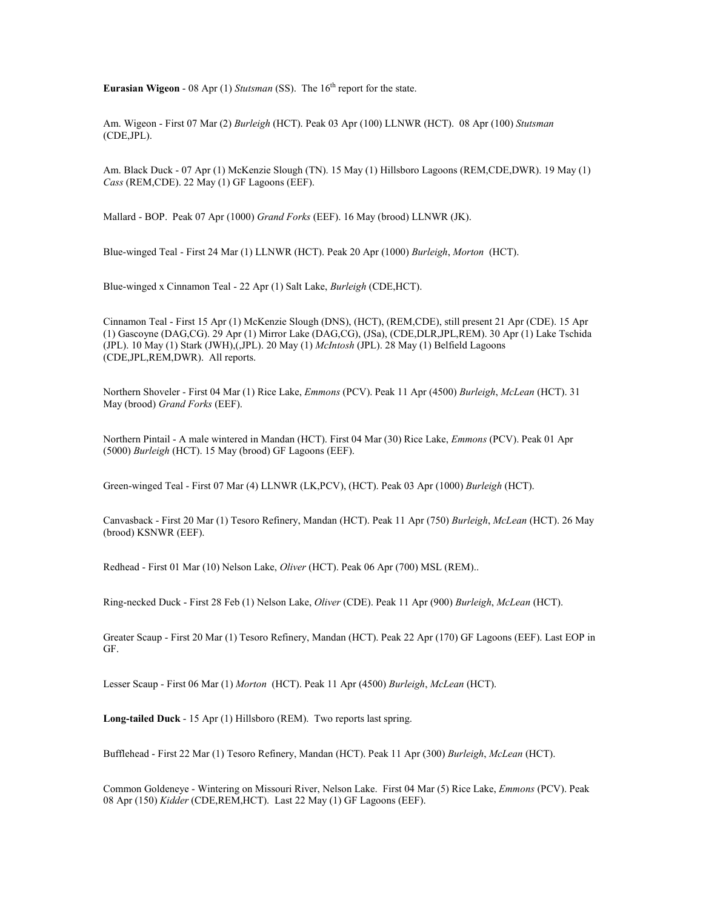**Eurasian Wigeon** - 08 Apr (1) *Stutsman* (SS). The 16th report for the state.

Am. Wigeon - First 07 Mar (2) *Burleigh* (HCT). Peak 03 Apr (100) LLNWR (HCT). 08 Apr (100) *Stutsman* (CDE,JPL).

Am. Black Duck - 07 Apr (1) McKenzie Slough (TN). 15 May (1) Hillsboro Lagoons (REM,CDE,DWR). 19 May (1) *Cass* (REM,CDE). 22 May (1) GF Lagoons (EEF).

Mallard - BOP. Peak 07 Apr (1000) *Grand Forks* (EEF). 16 May (brood) LLNWR (JK).

Blue-winged Teal - First 24 Mar (1) LLNWR (HCT). Peak 20 Apr (1000) *Burleigh*, *Morton* (HCT).

Blue-winged x Cinnamon Teal - 22 Apr (1) Salt Lake, *Burleigh* (CDE,HCT).

Cinnamon Teal - First 15 Apr (1) McKenzie Slough (DNS), (HCT), (REM,CDE), still present 21 Apr (CDE). 15 Apr (1) Gascoyne (DAG,CG). 29 Apr (1) Mirror Lake (DAG,CG), (JSa), (CDE,DLR,JPL,REM). 30 Apr (1) Lake Tschida (JPL). 10 May (1) Stark (JWH),(,JPL). 20 May (1) *McIntosh* (JPL). 28 May (1) Belfield Lagoons (CDE,JPL,REM,DWR). All reports.

Northern Shoveler - First 04 Mar (1) Rice Lake, *Emmons* (PCV). Peak 11 Apr (4500) *Burleigh*, *McLean* (HCT). 31 May (brood) *Grand Forks* (EEF).

Northern Pintail - A male wintered in Mandan (HCT). First 04 Mar (30) Rice Lake, *Emmons* (PCV). Peak 01 Apr (5000) *Burleigh* (HCT). 15 May (brood) GF Lagoons (EEF).

Green-winged Teal - First 07 Mar (4) LLNWR (LK,PCV), (HCT). Peak 03 Apr (1000) *Burleigh* (HCT).

Canvasback - First 20 Mar (1) Tesoro Refinery, Mandan (HCT). Peak 11 Apr (750) *Burleigh*, *McLean* (HCT). 26 May (brood) KSNWR (EEF).

Redhead - First 01 Mar (10) Nelson Lake, *Oliver* (HCT). Peak 06 Apr (700) MSL (REM)..

Ring-necked Duck - First 28 Feb (1) Nelson Lake, *Oliver* (CDE). Peak 11 Apr (900) *Burleigh*, *McLean* (HCT).

Greater Scaup - First 20 Mar (1) Tesoro Refinery, Mandan (HCT). Peak 22 Apr (170) GF Lagoons (EEF). Last EOP in GF.

Lesser Scaup - First 06 Mar (1) *Morton* (HCT). Peak 11 Apr (4500) *Burleigh*, *McLean* (HCT).

**Long-tailed Duck** - 15 Apr (1) Hillsboro (REM). Two reports last spring.

Bufflehead - First 22 Mar (1) Tesoro Refinery, Mandan (HCT). Peak 11 Apr (300) *Burleigh*, *McLean* (HCT).

Common Goldeneye - Wintering on Missouri River, Nelson Lake. First 04 Mar (5) Rice Lake, *Emmons* (PCV). Peak 08 Apr (150) *Kidder* (CDE,REM,HCT). Last 22 May (1) GF Lagoons (EEF).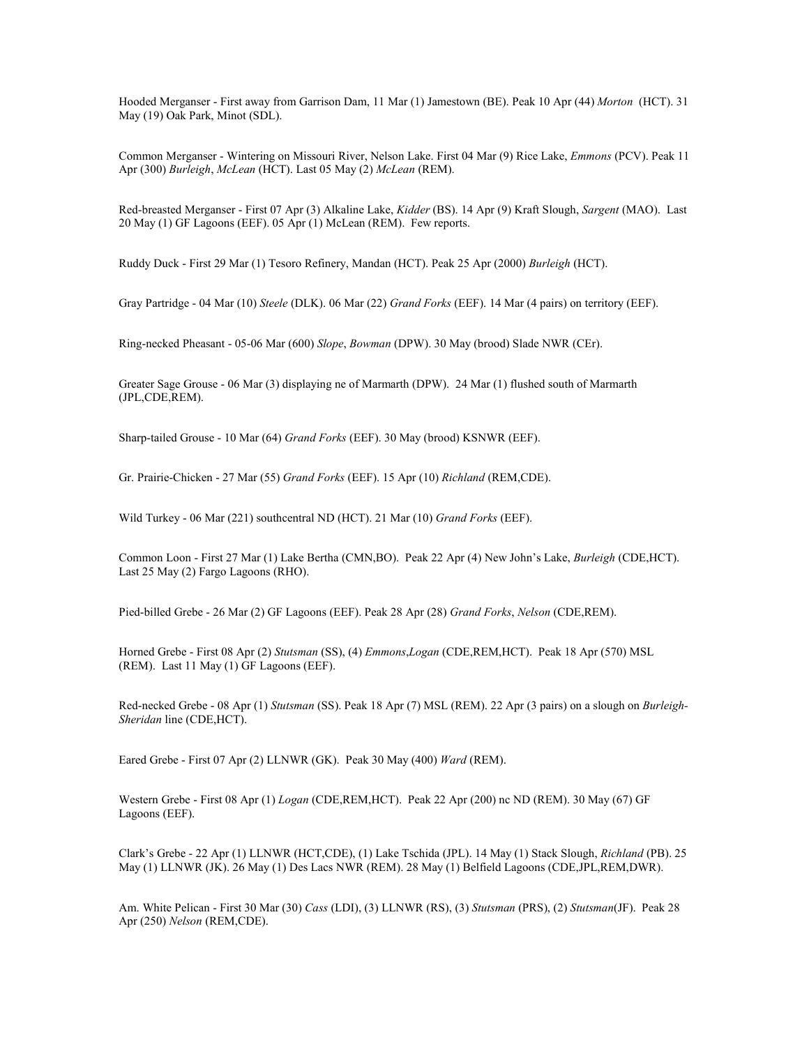Hooded Merganser - First away from Garrison Dam, 11 Mar (1) Jamestown (BE). Peak 10 Apr (44) *Morton* (HCT). 31 May (19) Oak Park, Minot (SDL).

Common Merganser - Wintering on Missouri River, Nelson Lake. First 04 Mar (9) Rice Lake, *Emmons* (PCV). Peak 11 Apr (300) *Burleigh*, *McLean* (HCT). Last 05 May (2) *McLean* (REM).

Red-breasted Merganser - First 07 Apr (3) Alkaline Lake, *Kidder* (BS). 14 Apr (9) Kraft Slough, *Sargent* (MAO). Last 20 May (1) GF Lagoons (EEF). 05 Apr (1) McLean (REM). Few reports.

Ruddy Duck - First 29 Mar (1) Tesoro Refinery, Mandan (HCT). Peak 25 Apr (2000) *Burleigh* (HCT).

Gray Partridge - 04 Mar (10) *Steele* (DLK). 06 Mar (22) *Grand Forks* (EEF). 14 Mar (4 pairs) on territory (EEF).

Ring-necked Pheasant - 05-06 Mar (600) *Slope*, *Bowman* (DPW). 30 May (brood) Slade NWR (CEr).

Greater Sage Grouse - 06 Mar (3) displaying ne of Marmarth (DPW). 24 Mar (1) flushed south of Marmarth (JPL,CDE,REM).

Sharp-tailed Grouse - 10 Mar (64) *Grand Forks* (EEF). 30 May (brood) KSNWR (EEF).

Gr. Prairie-Chicken - 27 Mar (55) *Grand Forks* (EEF). 15 Apr (10) *Richland* (REM,CDE).

Wild Turkey - 06 Mar (221) southcentral ND (HCT). 21 Mar (10) *Grand Forks* (EEF).

Common Loon - First 27 Mar (1) Lake Bertha (CMN,BO). Peak 22 Apr (4) New John's Lake, *Burleigh* (CDE,HCT). Last 25 May (2) Fargo Lagoons (RHO).

Pied-billed Grebe - 26 Mar (2) GF Lagoons (EEF). Peak 28 Apr (28) *Grand Forks*, *Nelson* (CDE,REM).

Horned Grebe - First 08 Apr (2) *Stutsman* (SS), (4) *Emmons*,*Logan* (CDE,REM,HCT). Peak 18 Apr (570) MSL (REM). Last 11 May (1) GF Lagoons (EEF).

Red-necked Grebe - 08 Apr (1) *Stutsman* (SS). Peak 18 Apr (7) MSL (REM). 22 Apr (3 pairs) on a slough on *Burleigh-Sheridan* line (CDE,HCT).

Eared Grebe - First 07 Apr (2) LLNWR (GK). Peak 30 May (400) *Ward* (REM).

Western Grebe - First 08 Apr (1) *Logan* (CDE,REM,HCT). Peak 22 Apr (200) nc ND (REM). 30 May (67) GF Lagoons (EEF).

Clark's Grebe - 22 Apr (1) LLNWR (HCT,CDE), (1) Lake Tschida (JPL). 14 May (1) Stack Slough, *Richland* (PB). 25 May (1) LLNWR (JK). 26 May (1) Des Lacs NWR (REM). 28 May (1) Belfield Lagoons (CDE,JPL,REM,DWR).

Am. White Pelican - First 30 Mar (30) *Cass* (LDI), (3) LLNWR (RS), (3) *Stutsman* (PRS), (2) *Stutsman*(JF). Peak 28 Apr (250) *Nelson* (REM,CDE).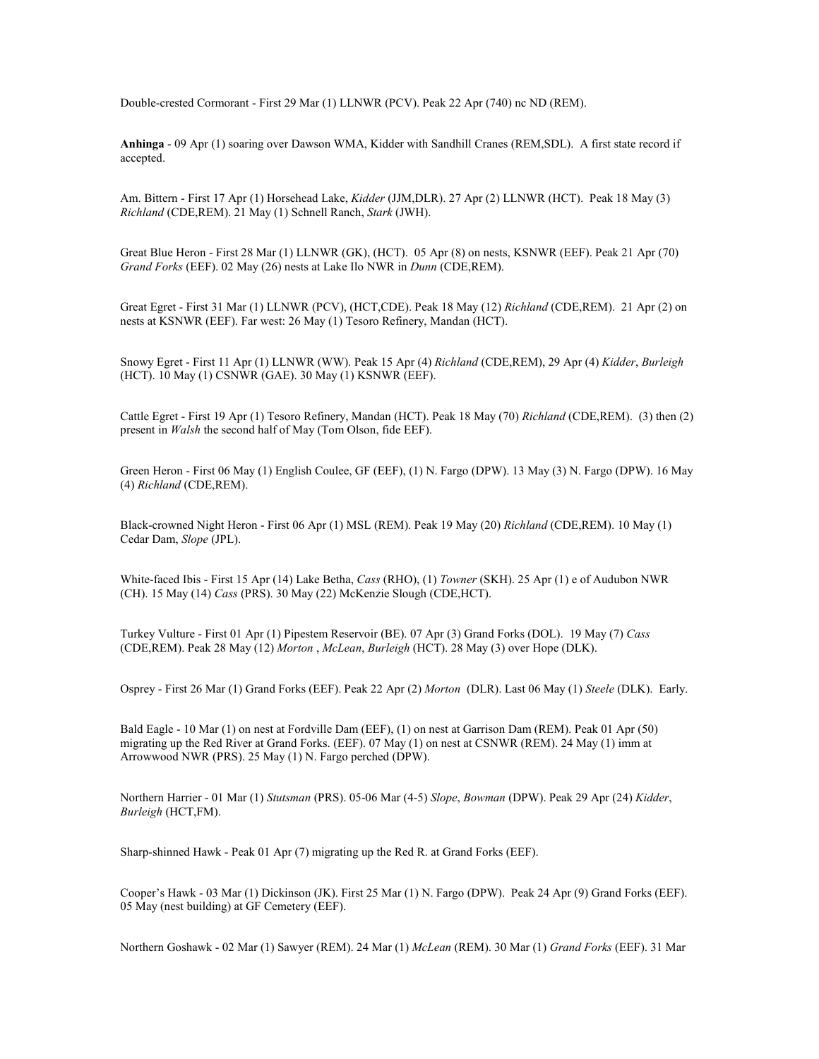Double-crested Cormorant - First 29 Mar (1) LLNWR (PCV). Peak 22 Apr (740) nc ND (REM).

**Anhinga** - 09 Apr (1) soaring over Dawson WMA, Kidder with Sandhill Cranes (REM,SDL). A first state record if accepted.

Am. Bittern - First 17 Apr (1) Horsehead Lake, *Kidder* (JJM,DLR). 27 Apr (2) LLNWR (HCT). Peak 18 May (3) *Richland* (CDE,REM). 21 May (1) Schnell Ranch, *Stark* (JWH).

Great Blue Heron - First 28 Mar (1) LLNWR (GK), (HCT). 05 Apr (8) on nests, KSNWR (EEF). Peak 21 Apr (70) *Grand Forks* (EEF). 02 May (26) nests at Lake Ilo NWR in *Dunn* (CDE,REM).

Great Egret - First 31 Mar (1) LLNWR (PCV), (HCT,CDE). Peak 18 May (12) *Richland* (CDE,REM). 21 Apr (2) on nests at KSNWR (EEF). Far west: 26 May (1) Tesoro Refinery, Mandan (HCT).

Snowy Egret - First 11 Apr (1) LLNWR (WW). Peak 15 Apr (4) *Richland* (CDE,REM), 29 Apr (4) *Kidder*, *Burleigh* (HCT). 10 May (1) CSNWR (GAE). 30 May (1) KSNWR (EEF).

Cattle Egret - First 19 Apr (1) Tesoro Refinery, Mandan (HCT). Peak 18 May (70) *Richland* (CDE,REM). (3) then (2) present in *Walsh* the second half of May (Tom Olson, fide EEF).

Green Heron - First 06 May (1) English Coulee, GF (EEF), (1) N. Fargo (DPW). 13 May (3) N. Fargo (DPW). 16 May (4) *Richland* (CDE,REM).

Black-crowned Night Heron - First 06 Apr (1) MSL (REM). Peak 19 May (20) *Richland* (CDE,REM). 10 May (1) Cedar Dam, *Slope* (JPL).

White-faced Ibis - First 15 Apr (14) Lake Betha, *Cass* (RHO), (1) *Towner* (SKH). 25 Apr (1) e of Audubon NWR (CH). 15 May (14) *Cass* (PRS). 30 May (22) McKenzie Slough (CDE,HCT).

Turkey Vulture - First 01 Apr (1) Pipestem Reservoir (BE). 07 Apr (3) Grand Forks (DOL). 19 May (7) *Cass* (CDE,REM). Peak 28 May (12) *Morton* , *McLean*, *Burleigh* (HCT). 28 May (3) over Hope (DLK).

Osprey - First 26 Mar (1) Grand Forks (EEF). Peak 22 Apr (2) *Morton* (DLR). Last 06 May (1) *Steele* (DLK). Early.

Bald Eagle - 10 Mar (1) on nest at Fordville Dam (EEF), (1) on nest at Garrison Dam (REM). Peak 01 Apr (50) migrating up the Red River at Grand Forks. (EEF). 07 May (1) on nest at CSNWR (REM). 24 May (1) imm at Arrowwood NWR (PRS). 25 May (1) N. Fargo perched (DPW).

Northern Harrier - 01 Mar (1) *Stutsman* (PRS). 05-06 Mar (4-5) *Slope*, *Bowman* (DPW). Peak 29 Apr (24) *Kidder*, *Burleigh* (HCT,FM).

Sharp-shinned Hawk - Peak 01 Apr (7) migrating up the Red R. at Grand Forks (EEF).

Cooper's Hawk - 03 Mar (1) Dickinson (JK). First 25 Mar (1) N. Fargo (DPW). Peak 24 Apr (9) Grand Forks (EEF). 05 May (nest building) at GF Cemetery (EEF).

Northern Goshawk - 02 Mar (1) Sawyer (REM). 24 Mar (1) *McLean* (REM). 30 Mar (1) *Grand Forks* (EEF). 31 Mar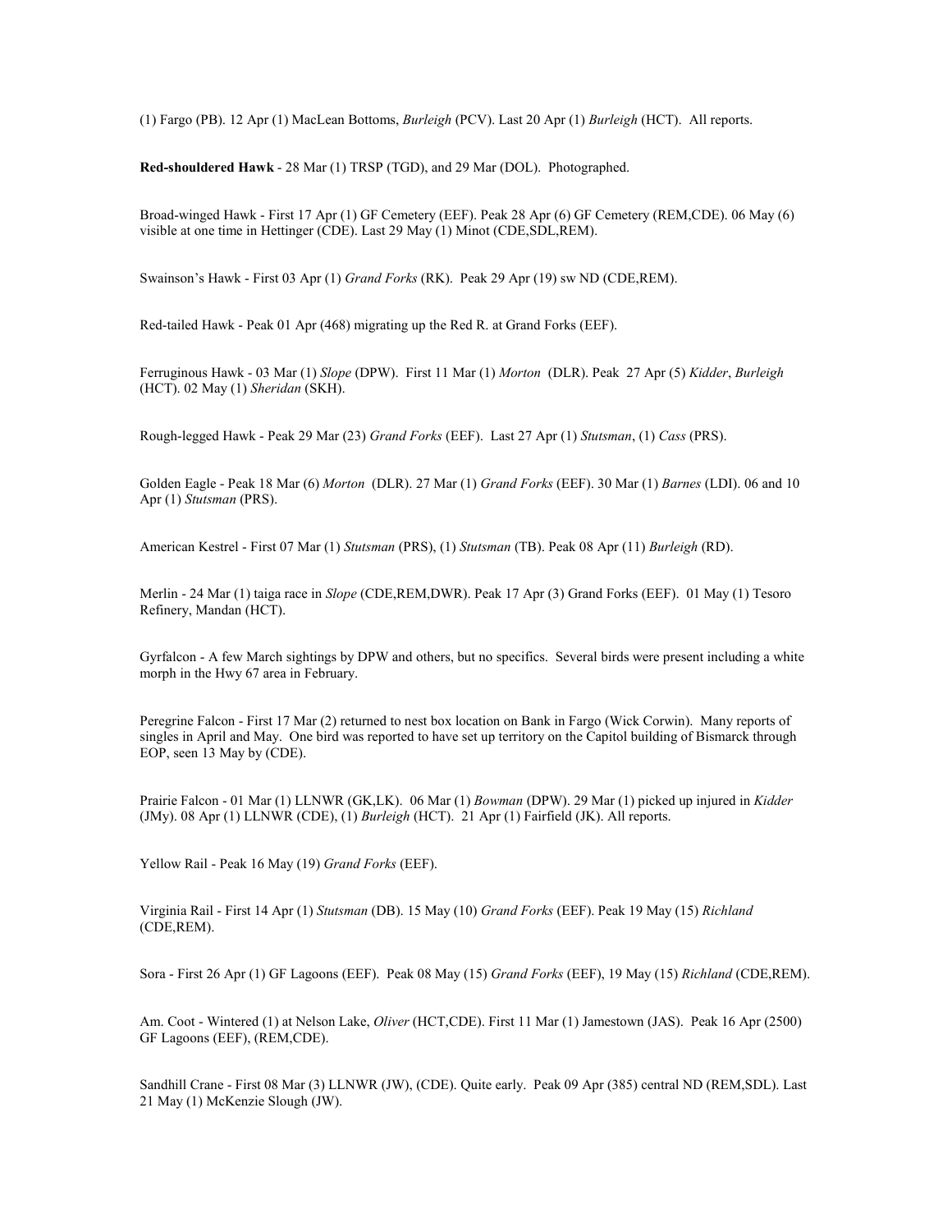(1) Fargo (PB). 12 Apr (1) MacLean Bottoms, *Burleigh* (PCV). Last 20 Apr (1) *Burleigh* (HCT). All reports.

**Red-shouldered Hawk** - 28 Mar (1) TRSP (TGD), and 29 Mar (DOL). Photographed.

Broad-winged Hawk - First 17 Apr (1) GF Cemetery (EEF). Peak 28 Apr (6) GF Cemetery (REM,CDE). 06 May (6) visible at one time in Hettinger (CDE). Last 29 May (1) Minot (CDE,SDL,REM).

Swainson's Hawk - First 03 Apr (1) *Grand Forks* (RK). Peak 29 Apr (19) sw ND (CDE,REM).

Red-tailed Hawk - Peak 01 Apr (468) migrating up the Red R. at Grand Forks (EEF).

Ferruginous Hawk - 03 Mar (1) *Slope* (DPW). First 11 Mar (1) *Morton* (DLR). Peak 27 Apr (5) *Kidder*, *Burleigh* (HCT). 02 May (1) *Sheridan* (SKH).

Rough-legged Hawk - Peak 29 Mar (23) *Grand Forks* (EEF). Last 27 Apr (1) *Stutsman*, (1) *Cass* (PRS).

Golden Eagle - Peak 18 Mar (6) *Morton* (DLR). 27 Mar (1) *Grand Forks* (EEF). 30 Mar (1) *Barnes* (LDI). 06 and 10 Apr (1) *Stutsman* (PRS).

American Kestrel - First 07 Mar (1) *Stutsman* (PRS), (1) *Stutsman* (TB). Peak 08 Apr (11) *Burleigh* (RD).

Merlin - 24 Mar (1) taiga race in *Slope* (CDE,REM,DWR). Peak 17 Apr (3) Grand Forks (EEF). 01 May (1) Tesoro Refinery, Mandan (HCT).

Gyrfalcon - A few March sightings by DPW and others, but no specifics. Several birds were present including a white morph in the Hwy 67 area in February.

Peregrine Falcon - First 17 Mar (2) returned to nest box location on Bank in Fargo (Wick Corwin). Many reports of singles in April and May. One bird was reported to have set up territory on the Capitol building of Bismarck through EOP, seen 13 May by (CDE).

Prairie Falcon - 01 Mar (1) LLNWR (GK,LK). 06 Mar (1) *Bowman* (DPW). 29 Mar (1) picked up injured in *Kidder* (JMy). 08 Apr (1) LLNWR (CDE), (1) *Burleigh* (HCT). 21 Apr (1) Fairfield (JK). All reports.

Yellow Rail - Peak 16 May (19) *Grand Forks* (EEF).

Virginia Rail - First 14 Apr (1) *Stutsman* (DB). 15 May (10) *Grand Forks* (EEF). Peak 19 May (15) *Richland* (CDE,REM).

Sora - First 26 Apr (1) GF Lagoons (EEF). Peak 08 May (15) *Grand Forks* (EEF), 19 May (15) *Richland* (CDE,REM).

Am. Coot - Wintered (1) at Nelson Lake, *Oliver* (HCT,CDE). First 11 Mar (1) Jamestown (JAS). Peak 16 Apr (2500) GF Lagoons (EEF), (REM,CDE).

Sandhill Crane - First 08 Mar (3) LLNWR (JW), (CDE). Quite early. Peak 09 Apr (385) central ND (REM,SDL). Last 21 May (1) McKenzie Slough (JW).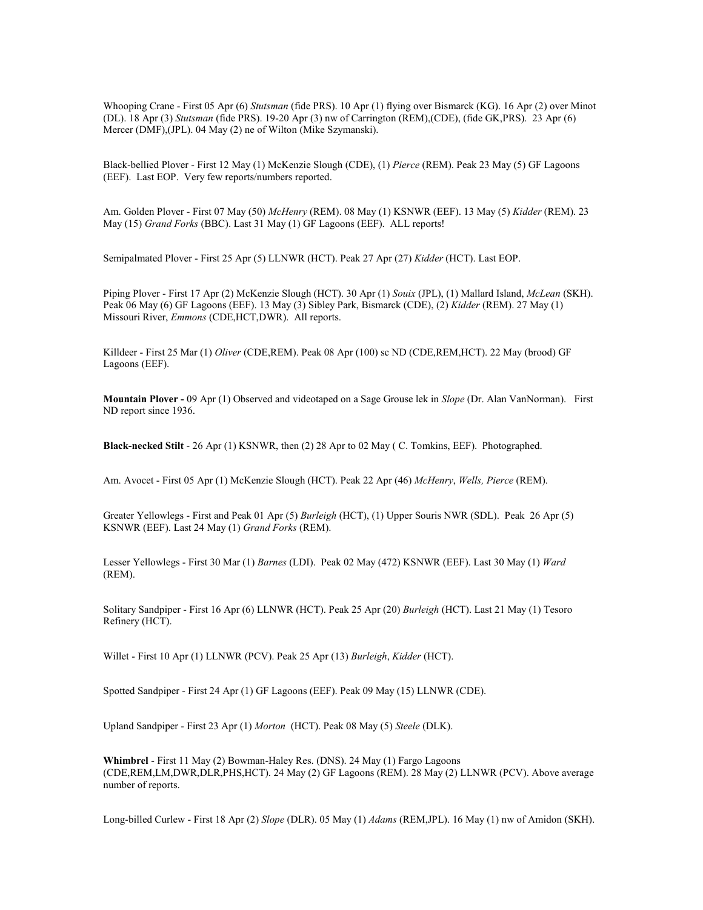Whooping Crane - First 05 Apr (6) *Stutsman* (fide PRS). 10 Apr (1) flying over Bismarck (KG). 16 Apr (2) over Minot (DL). 18 Apr (3) *Stutsman* (fide PRS). 19-20 Apr (3) nw of Carrington (REM),(CDE), (fide GK,PRS). 23 Apr (6) Mercer (DMF),(JPL). 04 May (2) ne of Wilton (Mike Szymanski).

Black-bellied Plover - First 12 May (1) McKenzie Slough (CDE), (1) *Pierce* (REM). Peak 23 May (5) GF Lagoons (EEF). Last EOP. Very few reports/numbers reported.

Am. Golden Plover - First 07 May (50) *McHenry* (REM). 08 May (1) KSNWR (EEF). 13 May (5) *Kidder* (REM). 23 May (15) *Grand Forks* (BBC). Last 31 May (1) GF Lagoons (EEF). ALL reports!

Semipalmated Plover - First 25 Apr (5) LLNWR (HCT). Peak 27 Apr (27) *Kidder* (HCT). Last EOP.

Piping Plover - First 17 Apr (2) McKenzie Slough (HCT). 30 Apr (1) *Souix* (JPL), (1) Mallard Island, *McLean* (SKH). Peak 06 May (6) GF Lagoons (EEF). 13 May (3) Sibley Park, Bismarck (CDE), (2) *Kidder* (REM). 27 May (1) Missouri River, *Emmons* (CDE,HCT,DWR). All reports.

Killdeer - First 25 Mar (1) *Oliver* (CDE,REM). Peak 08 Apr (100) sc ND (CDE,REM,HCT). 22 May (brood) GF Lagoons (EEF).

**Mountain Plover -** 09 Apr (1) Observed and videotaped on a Sage Grouse lek in *Slope* (Dr. Alan VanNorman). First ND report since 1936.

**Black-necked Stilt** - 26 Apr (1) KSNWR, then (2) 28 Apr to 02 May ( C. Tomkins, EEF). Photographed.

Am. Avocet - First 05 Apr (1) McKenzie Slough (HCT). Peak 22 Apr (46) *McHenry*, *Wells, Pierce* (REM).

Greater Yellowlegs - First and Peak 01 Apr (5) *Burleigh* (HCT), (1) Upper Souris NWR (SDL). Peak 26 Apr (5) KSNWR (EEF). Last 24 May (1) *Grand Forks* (REM).

Lesser Yellowlegs - First 30 Mar (1) *Barnes* (LDI). Peak 02 May (472) KSNWR (EEF). Last 30 May (1) *Ward* (REM).

Solitary Sandpiper - First 16 Apr (6) LLNWR (HCT). Peak 25 Apr (20) *Burleigh* (HCT). Last 21 May (1) Tesoro Refinery (HCT).

Willet - First 10 Apr (1) LLNWR (PCV). Peak 25 Apr (13) *Burleigh*, *Kidder* (HCT).

Spotted Sandpiper - First 24 Apr (1) GF Lagoons (EEF). Peak 09 May (15) LLNWR (CDE).

Upland Sandpiper - First 23 Apr (1) *Morton* (HCT). Peak 08 May (5) *Steele* (DLK).

**Whimbrel** - First 11 May (2) Bowman-Haley Res. (DNS). 24 May (1) Fargo Lagoons (CDE,REM,LM,DWR,DLR,PHS,HCT). 24 May (2) GF Lagoons (REM). 28 May (2) LLNWR (PCV). Above average number of reports.

Long-billed Curlew - First 18 Apr (2) *Slope* (DLR). 05 May (1) *Adams* (REM,JPL). 16 May (1) nw of Amidon (SKH).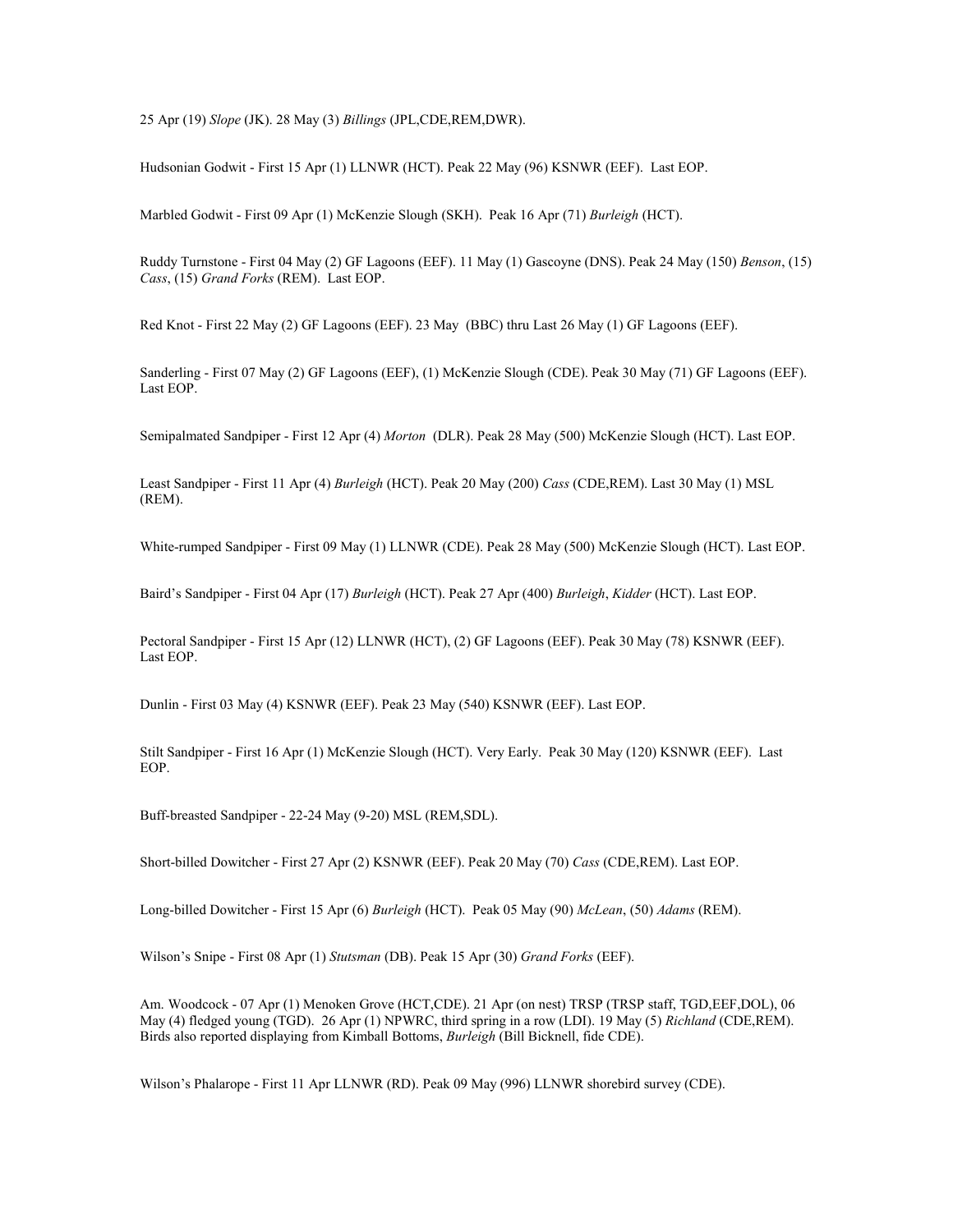25 Apr (19) *Slope* (JK). 28 May (3) *Billings* (JPL,CDE,REM,DWR).

Hudsonian Godwit - First 15 Apr (1) LLNWR (HCT). Peak 22 May (96) KSNWR (EEF). Last EOP.

Marbled Godwit - First 09 Apr (1) McKenzie Slough (SKH). Peak 16 Apr (71) *Burleigh* (HCT).

Ruddy Turnstone - First 04 May (2) GF Lagoons (EEF). 11 May (1) Gascoyne (DNS). Peak 24 May (150) *Benson*, (15) *Cass*, (15) *Grand Forks* (REM). Last EOP.

Red Knot - First 22 May (2) GF Lagoons (EEF). 23 May (BBC) thru Last 26 May (1) GF Lagoons (EEF).

Sanderling - First 07 May (2) GF Lagoons (EEF), (1) McKenzie Slough (CDE). Peak 30 May (71) GF Lagoons (EEF). Last EOP.

Semipalmated Sandpiper - First 12 Apr (4) *Morton* (DLR). Peak 28 May (500) McKenzie Slough (HCT). Last EOP.

Least Sandpiper - First 11 Apr (4) *Burleigh* (HCT). Peak 20 May (200) *Cass* (CDE,REM). Last 30 May (1) MSL (REM).

White-rumped Sandpiper - First 09 May (1) LLNWR (CDE). Peak 28 May (500) McKenzie Slough (HCT). Last EOP.

Baird's Sandpiper - First 04 Apr (17) *Burleigh* (HCT). Peak 27 Apr (400) *Burleigh*, *Kidder* (HCT). Last EOP.

Pectoral Sandpiper - First 15 Apr (12) LLNWR (HCT), (2) GF Lagoons (EEF). Peak 30 May (78) KSNWR (EEF). Last EOP.

Dunlin - First 03 May (4) KSNWR (EEF). Peak 23 May (540) KSNWR (EEF). Last EOP.

Stilt Sandpiper - First 16 Apr (1) McKenzie Slough (HCT). Very Early. Peak 30 May (120) KSNWR (EEF). Last EOP.

Buff-breasted Sandpiper - 22-24 May (9-20) MSL (REM,SDL).

Short-billed Dowitcher - First 27 Apr (2) KSNWR (EEF). Peak 20 May (70) *Cass* (CDE,REM). Last EOP.

Long-billed Dowitcher - First 15 Apr (6) *Burleigh* (HCT). Peak 05 May (90) *McLean*, (50) *Adams* (REM).

Wilson's Snipe - First 08 Apr (1) *Stutsman* (DB). Peak 15 Apr (30) *Grand Forks* (EEF).

Am. Woodcock - 07 Apr (1) Menoken Grove (HCT,CDE). 21 Apr (on nest) TRSP (TRSP staff, TGD,EEF,DOL), 06 May (4) fledged young (TGD). 26 Apr (1) NPWRC, third spring in a row (LDI). 19 May (5) *Richland* (CDE,REM). Birds also reported displaying from Kimball Bottoms, *Burleigh* (Bill Bicknell, fide CDE).

Wilson's Phalarope - First 11 Apr LLNWR (RD). Peak 09 May (996) LLNWR shorebird survey (CDE).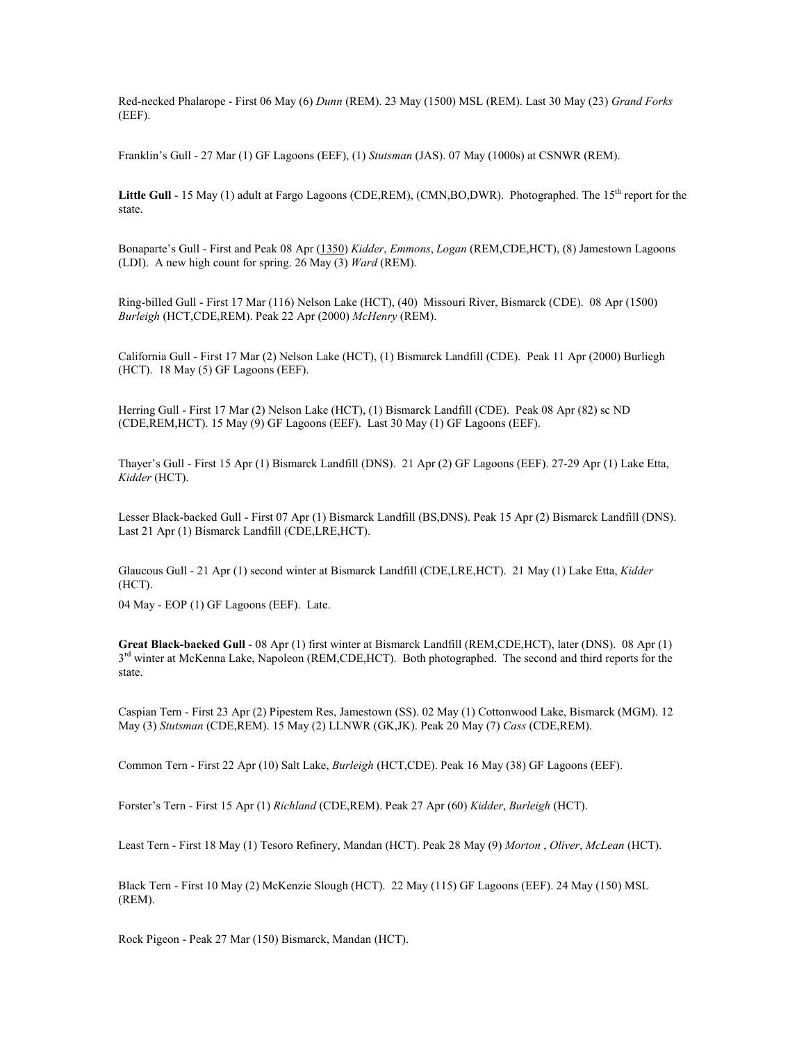Red-necked Phalarope - First 06 May (6) *Dunn* (REM). 23 May (1500) MSL (REM). Last 30 May (23) *Grand Forks* (EEF).

Franklin's Gull - 27 Mar (1) GF Lagoons (EEF), (1) *Stutsman* (JAS). 07 May (1000s) at CSNWR (REM).

**Little Gull** - 15 May (1) adult at Fargo Lagoons (CDE,REM), (CMN,BO,DWR). Photographed. The 15th report for the state.

Bonaparte's Gull - First and Peak 08 Apr (<u>1350</u>) *Kidder*, *Emmons*, *Logan* (REM,CDE,HCT), (8) Jamestown Lagoons (LDI). A new high count for spring. 26 May (3) *Ward* (REM).

Ring-billed Gull - First 17 Mar (116) Nelson Lake (HCT), (40) Missouri River, Bismarck (CDE). 08 Apr (1500) *Burleigh* (HCT,CDE,REM). Peak 22 Apr (2000) *McHenry* (REM).

California Gull - First 17 Mar (2) Nelson Lake (HCT), (1) Bismarck Landfill (CDE). Peak 11 Apr (2000) Burliegh (HCT). 18 May (5) GF Lagoons (EEF).

Herring Gull - First 17 Mar (2) Nelson Lake (HCT), (1) Bismarck Landfill (CDE). Peak 08 Apr (82) sc ND (CDE,REM,HCT). 15 May (9) GF Lagoons (EEF). Last 30 May (1) GF Lagoons (EEF).

Thayer's Gull - First 15 Apr (1) Bismarck Landfill (DNS). 21 Apr (2) GF Lagoons (EEF). 27-29 Apr (1) Lake Etta, *Kidder* (HCT).

Lesser Black-backed Gull - First 07 Apr (1) Bismarck Landfill (BS,DNS). Peak 15 Apr (2) Bismarck Landfill (DNS). Last 21 Apr (1) Bismarck Landfill (CDE,LRE,HCT).

Glaucous Gull - 21 Apr (1) second winter at Bismarck Landfill (CDE,LRE,HCT). 21 May (1) Lake Etta, *Kidder* (HCT).

04 May - EOP (1) GF Lagoons (EEF). Late.

**Great Black-backed Gull** - 08 Apr (1) first winter at Bismarck Landfill (REM,CDE,HCT), later (DNS). 08 Apr (1) 3rd winter at McKenna Lake, Napoleon (REM,CDE,HCT). Both photographed. The second and third reports for the state.

Caspian Tern - First 23 Apr (2) Pipestem Res, Jamestown (SS). 02 May (1) Cottonwood Lake, Bismarck (MGM). 12 May (3) *Stutsman* (CDE,REM). 15 May (2) LLNWR (GK,JK). Peak 20 May (7) *Cass* (CDE,REM).

Common Tern - First 22 Apr (10) Salt Lake, *Burleigh* (HCT,CDE). Peak 16 May (38) GF Lagoons (EEF).

Forster's Tern - First 15 Apr (1) *Richland* (CDE,REM). Peak 27 Apr (60) *Kidder*, *Burleigh* (HCT).

Least Tern - First 18 May (1) Tesoro Refinery, Mandan (HCT). Peak 28 May (9) *Morton* , *Oliver*, *McLean* (HCT).

Black Tern - First 10 May (2) McKenzie Slough (HCT). 22 May (115) GF Lagoons (EEF). 24 May (150) MSL (REM).

Rock Pigeon - Peak 27 Mar (150) Bismarck, Mandan (HCT).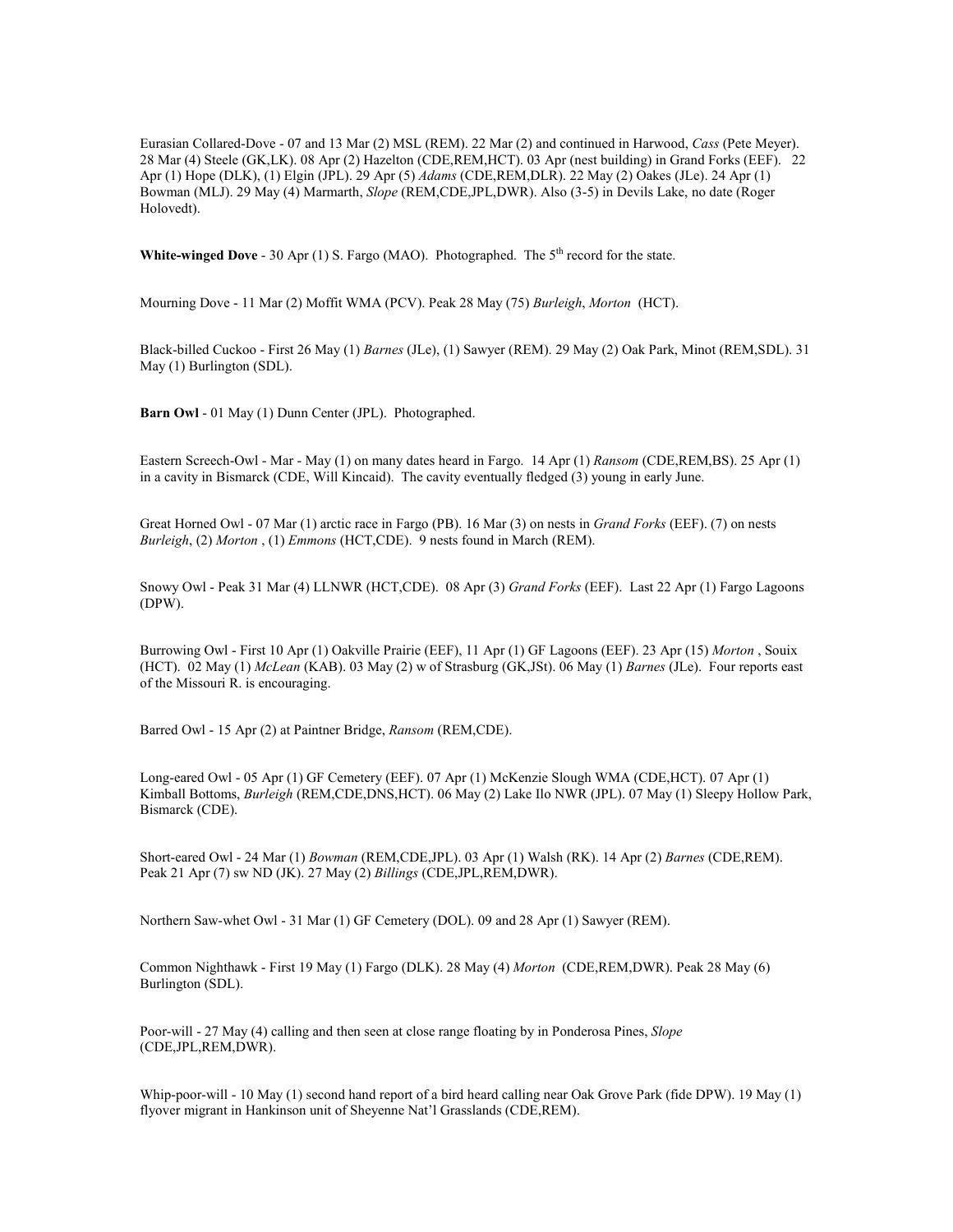Eurasian Collared-Dove - 07 and 13 Mar (2) MSL (REM). 22 Mar (2) and continued in Harwood, *Cass* (Pete Meyer). 28 Mar (4) Steele (GK,LK). 08 Apr (2) Hazelton (CDE,REM,HCT). 03 Apr (nest building) in Grand Forks (EEF). 22 Apr (1) Hope (DLK), (1) Elgin (JPL). 29 Apr (5) *Adams* (CDE,REM,DLR). 22 May (2) Oakes (JLe). 24 Apr (1) Bowman (MLJ). 29 May (4) Marmarth, *Slope* (REM,CDE,JPL,DWR). Also (3-5) in Devils Lake, no date (Roger Holovedt).

**White-winged Dove** - 30 Apr (1) S. Fargo (MAO). Photographed. The 5th record for the state.

Mourning Dove - 11 Mar (2) Moffit WMA (PCV). Peak 28 May (75) *Burleigh*, *Morton* (HCT).

Black-billed Cuckoo - First 26 May (1) *Barnes* (JLe), (1) Sawyer (REM). 29 May (2) Oak Park, Minot (REM,SDL). 31 May (1) Burlington (SDL).

**Barn Owl** - 01 May (1) Dunn Center (JPL). Photographed.

Eastern Screech-Owl - Mar - May (1) on many dates heard in Fargo. 14 Apr (1) *Ransom* (CDE,REM,BS). 25 Apr (1) in a cavity in Bismarck (CDE, Will Kincaid). The cavity eventually fledged (3) young in early June.

Great Horned Owl - 07 Mar (1) arctic race in Fargo (PB). 16 Mar (3) on nests in *Grand Forks* (EEF). (7) on nests *Burleigh*, (2) *Morton* , (1) *Emmons* (HCT,CDE). 9 nests found in March (REM).

Snowy Owl - Peak 31 Mar (4) LLNWR (HCT,CDE). 08 Apr (3) *Grand Forks* (EEF). Last 22 Apr (1) Fargo Lagoons (DPW).

Burrowing Owl - First 10 Apr (1) Oakville Prairie (EEF), 11 Apr (1) GF Lagoons (EEF). 23 Apr (15) *Morton* , Souix (HCT). 02 May (1) *McLean* (KAB). 03 May (2) w of Strasburg (GK,JSt). 06 May (1) *Barnes* (JLe). Four reports east of the Missouri R. is encouraging.

Barred Owl - 15 Apr (2) at Paintner Bridge, *Ransom* (REM,CDE).

Long-eared Owl - 05 Apr (1) GF Cemetery (EEF). 07 Apr (1) McKenzie Slough WMA (CDE,HCT). 07 Apr (1) Kimball Bottoms, *Burleigh* (REM,CDE,DNS,HCT). 06 May (2) Lake Ilo NWR (JPL). 07 May (1) Sleepy Hollow Park, Bismarck (CDE).

Short-eared Owl - 24 Mar (1) *Bowman* (REM,CDE,JPL). 03 Apr (1) Walsh (RK). 14 Apr (2) *Barnes* (CDE,REM). Peak 21 Apr (7) sw ND (JK). 27 May (2) *Billings* (CDE,JPL,REM,DWR).

Northern Saw-whet Owl - 31 Mar (1) GF Cemetery (DOL). 09 and 28 Apr (1) Sawyer (REM).

Common Nighthawk - First 19 May (1) Fargo (DLK). 28 May (4) *Morton* (CDE,REM,DWR). Peak 28 May (6) Burlington (SDL).

Poor-will - 27 May (4) calling and then seen at close range floating by in Ponderosa Pines, *Slope* (CDE,JPL,REM,DWR).

Whip-poor-will - 10 May (1) second hand report of a bird heard calling near Oak Grove Park (fide DPW). 19 May (1) flyover migrant in Hankinson unit of Sheyenne Nat'l Grasslands (CDE,REM).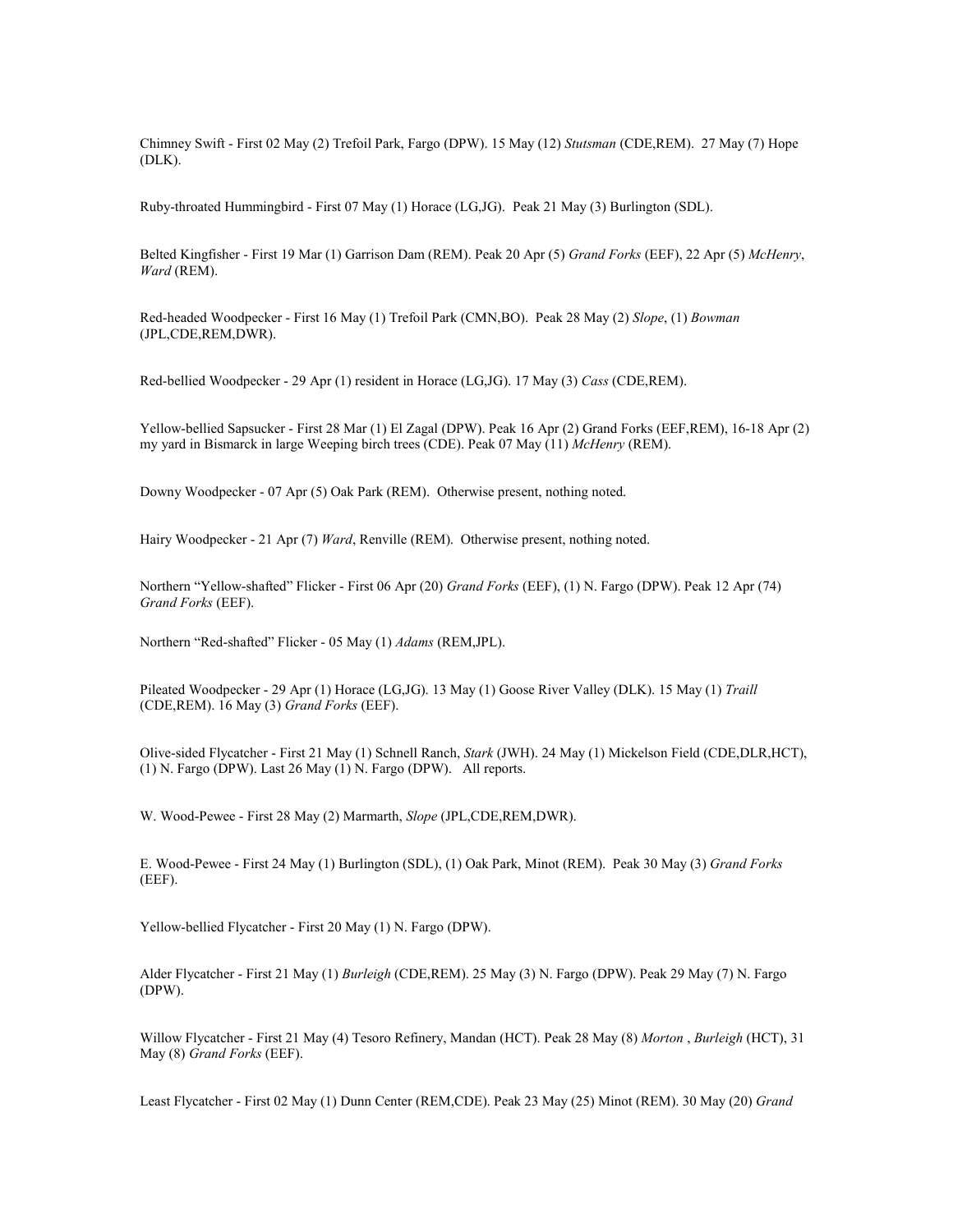Chimney Swift - First 02 May (2) Trefoil Park, Fargo (DPW). 15 May (12) *Stutsman* (CDE,REM). 27 May (7) Hope (DLK).

Ruby-throated Hummingbird - First 07 May (1) Horace (LG,JG). Peak 21 May (3) Burlington (SDL).

Belted Kingfisher - First 19 Mar (1) Garrison Dam (REM). Peak 20 Apr (5) *Grand Forks* (EEF), 22 Apr (5) *McHenry*, *Ward* (REM).

Red-headed Woodpecker - First 16 May (1) Trefoil Park (CMN,BO). Peak 28 May (2) *Slope*, (1) *Bowman* (JPL,CDE,REM,DWR).

Red-bellied Woodpecker - 29 Apr (1) resident in Horace (LG,JG). 17 May (3) *Cass* (CDE,REM).

Yellow-bellied Sapsucker - First 28 Mar (1) El Zagal (DPW). Peak 16 Apr (2) Grand Forks (EEF,REM), 16-18 Apr (2) my yard in Bismarck in large Weeping birch trees (CDE). Peak 07 May (11) *McHenry* (REM).

Downy Woodpecker - 07 Apr (5) Oak Park (REM). Otherwise present, nothing noted.

Hairy Woodpecker - 21 Apr (7) *Ward*, Renville (REM). Otherwise present, nothing noted.

Northern "Yellow-shafted" Flicker - First 06 Apr (20) *Grand Forks* (EEF), (1) N. Fargo (DPW). Peak 12 Apr (74) *Grand Forks* (EEF).

Northern "Red-shafted" Flicker - 05 May (1) *Adams* (REM,JPL).

Pileated Woodpecker - 29 Apr (1) Horace (LG,JG). 13 May (1) Goose River Valley (DLK). 15 May (1) *Traill* (CDE,REM). 16 May (3) *Grand Forks* (EEF).

Olive-sided Flycatcher - First 21 May (1) Schnell Ranch, *Stark* (JWH). 24 May (1) Mickelson Field (CDE,DLR,HCT), (1) N. Fargo (DPW). Last 26 May (1) N. Fargo (DPW). All reports.

W. Wood-Pewee - First 28 May (2) Marmarth, *Slope* (JPL,CDE,REM,DWR).

E. Wood-Pewee - First 24 May (1) Burlington (SDL), (1) Oak Park, Minot (REM). Peak 30 May (3) *Grand Forks* (EEF).

Yellow-bellied Flycatcher - First 20 May (1) N. Fargo (DPW).

Alder Flycatcher - First 21 May (1) *Burleigh* (CDE,REM). 25 May (3) N. Fargo (DPW). Peak 29 May (7) N. Fargo (DPW).

Willow Flycatcher - First 21 May (4) Tesoro Refinery, Mandan (HCT). Peak 28 May (8) *Morton* , *Burleigh* (HCT), 31 May (8) *Grand Forks* (EEF).

Least Flycatcher - First 02 May (1) Dunn Center (REM,CDE). Peak 23 May (25) Minot (REM). 30 May (20) *Grand*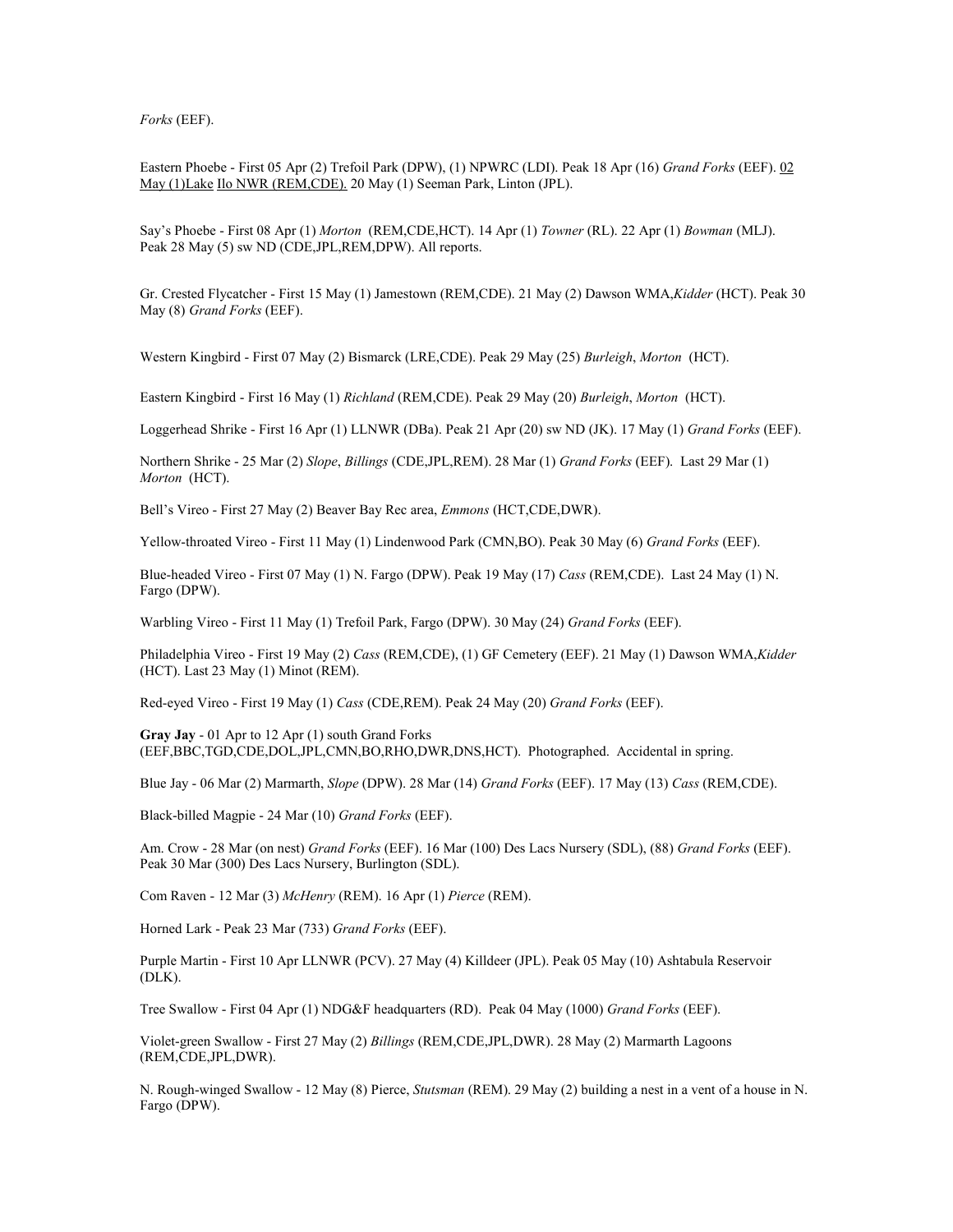*Forks* (EEF).

Eastern Phoebe - First 05 Apr (2) Trefoil Park (DPW), (1) NPWRC (LDI). Peak 18 Apr (16) *Grand Forks* (EEF). 02 May (1)Lake Ilo NWR (REM,CDE). 20 May (1) Seeman Park, Linton (JPL).

Say's Phoebe - First 08 Apr (1) *Morton* (REM,CDE,HCT). 14 Apr (1) *Towner* (RL). 22 Apr (1) *Bowman* (MLJ). Peak 28 May (5) sw ND (CDE,JPL,REM,DPW). All reports.

Gr. Crested Flycatcher - First 15 May (1) Jamestown (REM,CDE). 21 May (2) Dawson WMA,*Kidder* (HCT). Peak 30 May (8) *Grand Forks* (EEF).

Western Kingbird - First 07 May (2) Bismarck (LRE,CDE). Peak 29 May (25) *Burleigh*, *Morton* (HCT).

Eastern Kingbird - First 16 May (1) *Richland* (REM,CDE). Peak 29 May (20) *Burleigh*, *Morton* (HCT).

Loggerhead Shrike - First 16 Apr (1) LLNWR (DBa). Peak 21 Apr (20) sw ND (JK). 17 May (1) *Grand Forks* (EEF).

Northern Shrike - 25 Mar (2) *Slope*, *Billings* (CDE,JPL,REM). 28 Mar (1) *Grand Forks* (EEF). Last 29 Mar (1) *Morton* (HCT).

Bell's Vireo - First 27 May (2) Beaver Bay Rec area, *Emmons* (HCT,CDE,DWR).

Yellow-throated Vireo - First 11 May (1) Lindenwood Park (CMN,BO). Peak 30 May (6) *Grand Forks* (EEF).

Blue-headed Vireo - First 07 May (1) N. Fargo (DPW). Peak 19 May (17) *Cass* (REM,CDE). Last 24 May (1) N. Fargo (DPW).

Warbling Vireo - First 11 May (1) Trefoil Park, Fargo (DPW). 30 May (24) *Grand Forks* (EEF).

Philadelphia Vireo - First 19 May (2) *Cass* (REM,CDE), (1) GF Cemetery (EEF). 21 May (1) Dawson WMA,*Kidder* (HCT). Last 23 May (1) Minot (REM).

Red-eyed Vireo - First 19 May (1) *Cass* (CDE,REM). Peak 24 May (20) *Grand Forks* (EEF).

**Gray Jay** - 01 Apr to 12 Apr (1) south Grand Forks (EEF,BBC,TGD,CDE,DOL,JPL,CMN,BO,RHO,DWR,DNS,HCT). Photographed. Accidental in spring.

Blue Jay - 06 Mar (2) Marmarth, *Slope* (DPW). 28 Mar (14) *Grand Forks* (EEF). 17 May (13) *Cass* (REM,CDE).

Black-billed Magpie - 24 Mar (10) *Grand Forks* (EEF).

Am. Crow - 28 Mar (on nest) *Grand Forks* (EEF). 16 Mar (100) Des Lacs Nursery (SDL), (88) *Grand Forks* (EEF). Peak 30 Mar (300) Des Lacs Nursery, Burlington (SDL).

Com Raven - 12 Mar (3) *McHenry* (REM). 16 Apr (1) *Pierce* (REM).

Horned Lark - Peak 23 Mar (733) *Grand Forks* (EEF).

Purple Martin - First 10 Apr LLNWR (PCV). 27 May (4) Killdeer (JPL). Peak 05 May (10) Ashtabula Reservoir (DLK).

Tree Swallow - First 04 Apr (1) NDG&F headquarters (RD). Peak 04 May (1000) *Grand Forks* (EEF).

Violet-green Swallow - First 27 May (2) *Billings* (REM,CDE,JPL,DWR). 28 May (2) Marmarth Lagoons (REM,CDE,JPL,DWR).

N. Rough-winged Swallow - 12 May (8) Pierce, *Stutsman* (REM). 29 May (2) building a nest in a vent of a house in N. Fargo (DPW).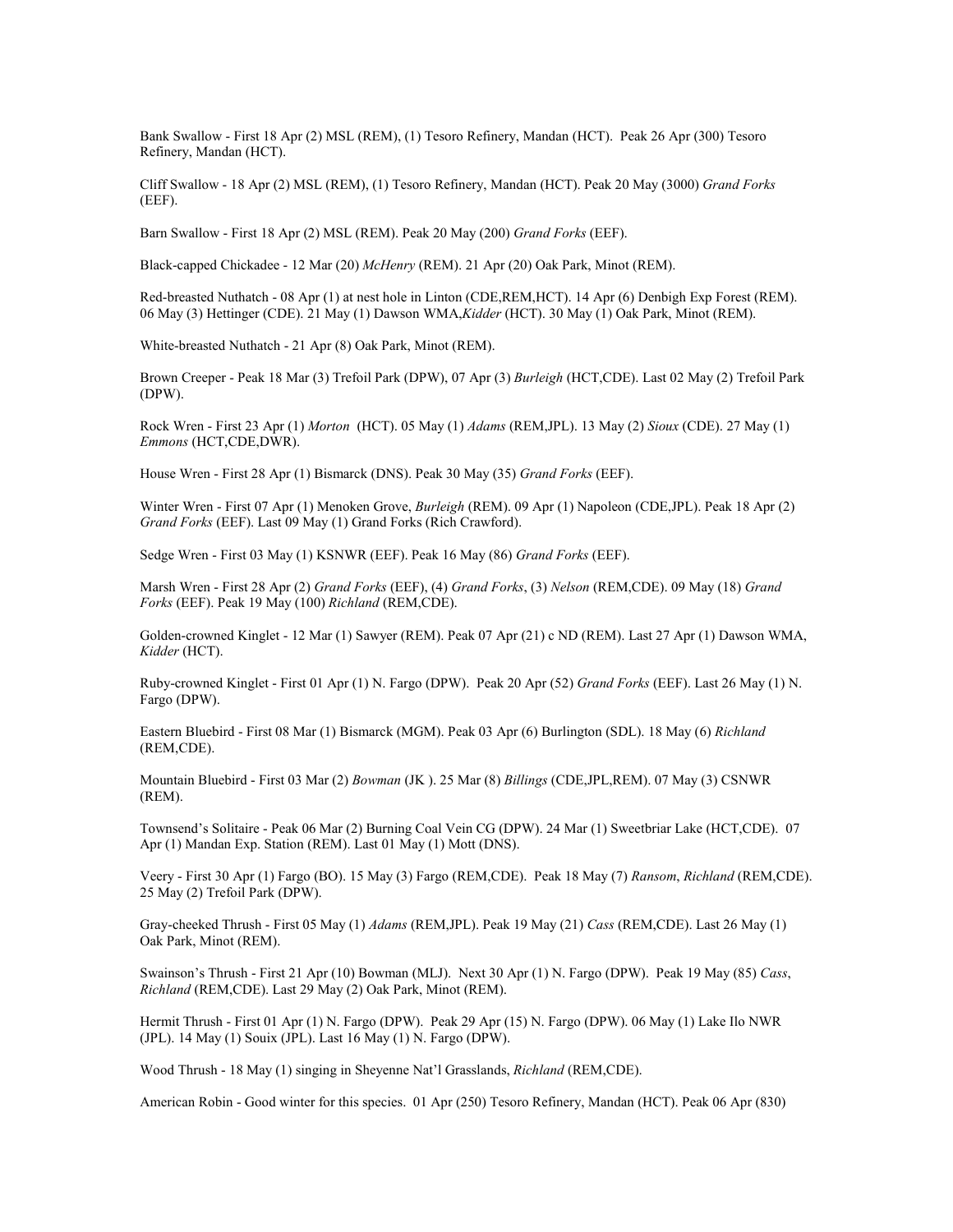Bank Swallow - First 18 Apr (2) MSL (REM), (1) Tesoro Refinery, Mandan (HCT). Peak 26 Apr (300) Tesoro Refinery, Mandan (HCT).

Cliff Swallow - 18 Apr (2) MSL (REM), (1) Tesoro Refinery, Mandan (HCT). Peak 20 May (3000) *Grand Forks* (EEF).

Barn Swallow - First 18 Apr (2) MSL (REM). Peak 20 May (200) *Grand Forks* (EEF).

Black-capped Chickadee - 12 Mar (20) *McHenry* (REM). 21 Apr (20) Oak Park, Minot (REM).

Red-breasted Nuthatch - 08 Apr (1) at nest hole in Linton (CDE,REM,HCT). 14 Apr (6) Denbigh Exp Forest (REM). 06 May (3) Hettinger (CDE). 21 May (1) Dawson WMA,*Kidder* (HCT). 30 May (1) Oak Park, Minot (REM).

White-breasted Nuthatch - 21 Apr (8) Oak Park, Minot (REM).

Brown Creeper - Peak 18 Mar (3) Trefoil Park (DPW), 07 Apr (3) *Burleigh* (HCT,CDE). Last 02 May (2) Trefoil Park (DPW).

Rock Wren - First 23 Apr (1) *Morton* (HCT). 05 May (1) *Adams* (REM,JPL). 13 May (2) *Sioux* (CDE). 27 May (1) *Emmons* (HCT,CDE,DWR).

House Wren - First 28 Apr (1) Bismarck (DNS). Peak 30 May (35) *Grand Forks* (EEF).

Winter Wren - First 07 Apr (1) Menoken Grove, *Burleigh* (REM). 09 Apr (1) Napoleon (CDE,JPL). Peak 18 Apr (2) *Grand Forks* (EEF). Last 09 May (1) Grand Forks (Rich Crawford).

Sedge Wren - First 03 May (1) KSNWR (EEF). Peak 16 May (86) *Grand Forks* (EEF).

Marsh Wren - First 28 Apr (2) *Grand Forks* (EEF), (4) *Grand Forks*, (3) *Nelson* (REM,CDE). 09 May (18) *Grand Forks* (EEF). Peak 19 May (100) *Richland* (REM,CDE).

Golden-crowned Kinglet - 12 Mar (1) Sawyer (REM). Peak 07 Apr (21) c ND (REM). Last 27 Apr (1) Dawson WMA, *Kidder* (HCT).

Ruby-crowned Kinglet - First 01 Apr (1) N. Fargo (DPW). Peak 20 Apr (52) *Grand Forks* (EEF). Last 26 May (1) N. Fargo (DPW).

Eastern Bluebird - First 08 Mar (1) Bismarck (MGM). Peak 03 Apr (6) Burlington (SDL). 18 May (6) *Richland* (REM,CDE).

Mountain Bluebird - First 03 Mar (2) *Bowman* (JK ). 25 Mar (8) *Billings* (CDE,JPL,REM). 07 May (3) CSNWR (REM).

Townsend's Solitaire - Peak 06 Mar (2) Burning Coal Vein CG (DPW). 24 Mar (1) Sweetbriar Lake (HCT,CDE). 07 Apr (1) Mandan Exp. Station (REM). Last 01 May (1) Mott (DNS).

Veery - First 30 Apr (1) Fargo (BO). 15 May (3) Fargo (REM,CDE). Peak 18 May (7) *Ransom*, *Richland* (REM,CDE). 25 May (2) Trefoil Park (DPW).

Gray-cheeked Thrush - First 05 May (1) *Adams* (REM,JPL). Peak 19 May (21) *Cass* (REM,CDE). Last 26 May (1) Oak Park, Minot (REM).

Swainson's Thrush - First 21 Apr (10) Bowman (MLJ). Next 30 Apr (1) N. Fargo (DPW). Peak 19 May (85) *Cass*, *Richland* (REM,CDE). Last 29 May (2) Oak Park, Minot (REM).

Hermit Thrush - First 01 Apr (1) N. Fargo (DPW). Peak 29 Apr (15) N. Fargo (DPW). 06 May (1) Lake Ilo NWR (JPL). 14 May (1) Souix (JPL). Last 16 May (1) N. Fargo (DPW).

Wood Thrush - 18 May (1) singing in Sheyenne Nat'l Grasslands, *Richland* (REM,CDE).

American Robin - Good winter for this species. 01 Apr (250) Tesoro Refinery, Mandan (HCT). Peak 06 Apr (830)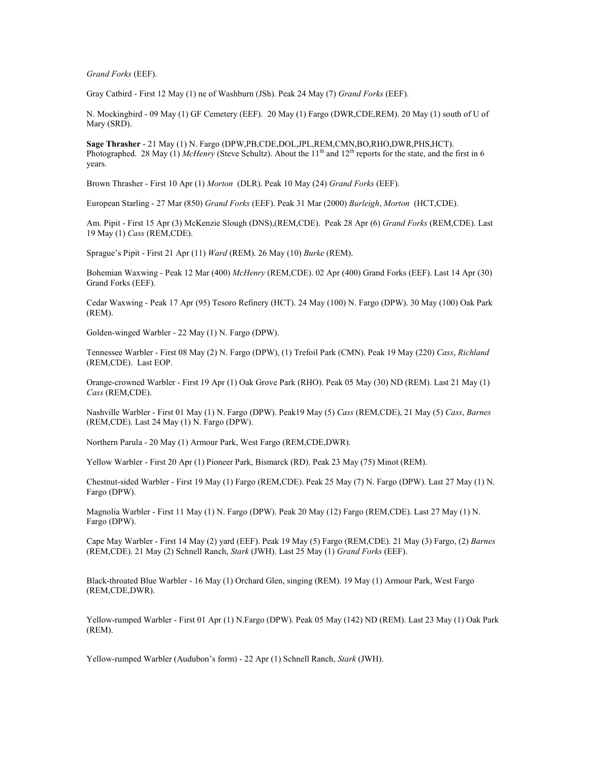*Grand Forks* (EEF).

Gray Catbird - First 12 May (1) ne of Washburn (JSh). Peak 24 May (7) *Grand Forks* (EEF).

N. Mockingbird - 09 May (1) GF Cemetery (EEF). 20 May (1) Fargo (DWR,CDE,REM). 20 May (1) south of U of Mary (SRD).

**Sage Thrasher** - 21 May (1) N. Fargo (DPW,PB,CDE,DOL,JPL,REM,CMN,BO,RHO,DWR,PHS,HCT). Photographed. 28 May (1) *McHenry* (Steve Schultz). About the 11th and 12th reports for the state, and the first in 6 years.

Brown Thrasher - First 10 Apr (1) *Morton* (DLR). Peak 10 May (24) *Grand Forks* (EEF).

European Starling - 27 Mar (850) *Grand Forks* (EEF). Peak 31 Mar (2000) *Burleigh*, *Morton* (HCT,CDE).

Am. Pipit - First 15 Apr (3) McKenzie Slough (DNS),(REM,CDE). Peak 28 Apr (6) *Grand Forks* (REM,CDE). Last 19 May (1) *Cass* (REM,CDE).

Sprague's Pipit - First 21 Apr (11) *Ward* (REM). 26 May (10) *Burke* (REM).

Bohemian Waxwing - Peak 12 Mar (400) *McHenry* (REM,CDE). 02 Apr (400) Grand Forks (EEF). Last 14 Apr (30) Grand Forks (EEF).

Cedar Waxwing - Peak 17 Apr (95) Tesoro Refinery (HCT). 24 May (100) N. Fargo (DPW). 30 May (100) Oak Park (REM).

Golden-winged Warbler - 22 May (1) N. Fargo (DPW).

Tennessee Warbler - First 08 May (2) N. Fargo (DPW), (1) Trefoil Park (CMN). Peak 19 May (220) *Cass*, *Richland* (REM,CDE). Last EOP.

Orange-crowned Warbler - First 19 Apr (1) Oak Grove Park (RHO). Peak 05 May (30) ND (REM). Last 21 May (1) *Cass* (REM,CDE).

Nashville Warbler - First 01 May (1) N. Fargo (DPW). Peak19 May (5) *Cass* (REM,CDE), 21 May (5) *Cass*, *Barnes* (REM,CDE). Last 24 May (1) N. Fargo (DPW).

Northern Parula - 20 May (1) Armour Park, West Fargo (REM,CDE,DWR).

Yellow Warbler - First 20 Apr (1) Pioneer Park, Bismarck (RD). Peak 23 May (75) Minot (REM).

Chestnut-sided Warbler - First 19 May (1) Fargo (REM,CDE). Peak 25 May (7) N. Fargo (DPW). Last 27 May (1) N. Fargo (DPW).

Magnolia Warbler - First 11 May (1) N. Fargo (DPW). Peak 20 May (12) Fargo (REM,CDE). Last 27 May (1) N. Fargo (DPW).

Cape May Warbler - First 14 May (2) yard (EEF). Peak 19 May (5) Fargo (REM,CDE). 21 May (3) Fargo, (2) *Barnes* (REM,CDE). 21 May (2) Schnell Ranch, *Stark* (JWH). Last 25 May (1) *Grand Forks* (EEF).

Black-throated Blue Warbler - 16 May (1) Orchard Glen, singing (REM). 19 May (1) Armour Park, West Fargo (REM,CDE,DWR).

Yellow-rumped Warbler - First 01 Apr (1) N.Fargo (DPW). Peak 05 May (142) ND (REM). Last 23 May (1) Oak Park (REM).

Yellow-rumped Warbler (Audubon's form) - 22 Apr (1) Schnell Ranch, *Stark* (JWH).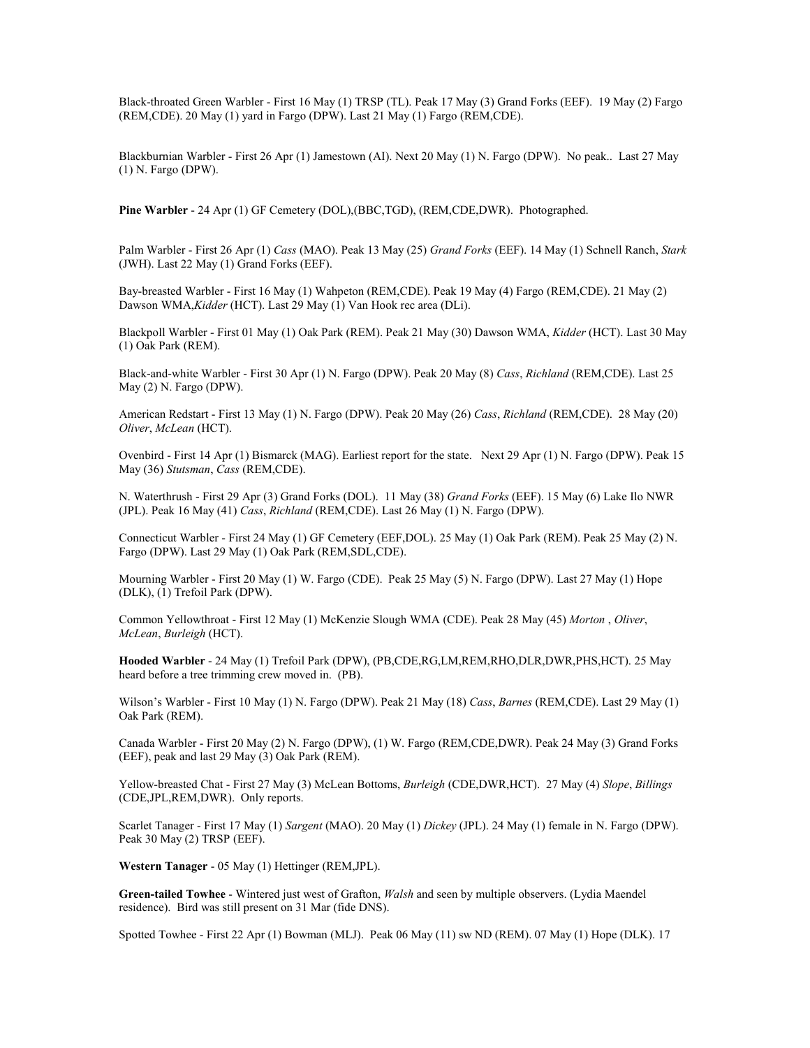Black-throated Green Warbler - First 16 May (1) TRSP (TL). Peak 17 May (3) Grand Forks (EEF). 19 May (2) Fargo (REM,CDE). 20 May (1) yard in Fargo (DPW). Last 21 May (1) Fargo (REM,CDE).

Blackburnian Warbler - First 26 Apr (1) Jamestown (AI). Next 20 May (1) N. Fargo (DPW). No peak.. Last 27 May (1) N. Fargo (DPW).

**Pine Warbler** - 24 Apr (1) GF Cemetery (DOL),(BBC,TGD), (REM,CDE,DWR). Photographed.

Palm Warbler - First 26 Apr (1) *Cass* (MAO). Peak 13 May (25) *Grand Forks* (EEF). 14 May (1) Schnell Ranch, *Stark* (JWH). Last 22 May (1) Grand Forks (EEF).

Bay-breasted Warbler - First 16 May (1) Wahpeton (REM,CDE). Peak 19 May (4) Fargo (REM,CDE). 21 May (2) Dawson WMA,*Kidder* (HCT). Last 29 May (1) Van Hook rec area (DLi).

Blackpoll Warbler - First 01 May (1) Oak Park (REM). Peak 21 May (30) Dawson WMA, *Kidder* (HCT). Last 30 May (1) Oak Park (REM).

Black-and-white Warbler - First 30 Apr (1) N. Fargo (DPW). Peak 20 May (8) *Cass*, *Richland* (REM,CDE). Last 25 May (2) N. Fargo (DPW).

American Redstart - First 13 May (1) N. Fargo (DPW). Peak 20 May (26) *Cass*, *Richland* (REM,CDE). 28 May (20) *Oliver*, *McLean* (HCT).

Ovenbird - First 14 Apr (1) Bismarck (MAG). Earliest report for the state. Next 29 Apr (1) N. Fargo (DPW). Peak 15 May (36) *Stutsman*, *Cass* (REM,CDE).

N. Waterthrush - First 29 Apr (3) Grand Forks (DOL). 11 May (38) *Grand Forks* (EEF). 15 May (6) Lake Ilo NWR (JPL). Peak 16 May (41) *Cass*, *Richland* (REM,CDE). Last 26 May (1) N. Fargo (DPW).

Connecticut Warbler - First 24 May (1) GF Cemetery (EEF,DOL). 25 May (1) Oak Park (REM). Peak 25 May (2) N. Fargo (DPW). Last 29 May (1) Oak Park (REM,SDL,CDE).

Mourning Warbler - First 20 May (1) W. Fargo (CDE). Peak 25 May (5) N. Fargo (DPW). Last 27 May (1) Hope (DLK), (1) Trefoil Park (DPW).

Common Yellowthroat - First 12 May (1) McKenzie Slough WMA (CDE). Peak 28 May (45) *Morton* , *Oliver*, *McLean*, *Burleigh* (HCT).

**Hooded Warbler** - 24 May (1) Trefoil Park (DPW), (PB,CDE,RG,LM,REM,RHO,DLR,DWR,PHS,HCT). 25 May heard before a tree trimming crew moved in. (PB).

Wilson's Warbler - First 10 May (1) N. Fargo (DPW). Peak 21 May (18) *Cass*, *Barnes* (REM,CDE). Last 29 May (1) Oak Park (REM).

Canada Warbler - First 20 May (2) N. Fargo (DPW), (1) W. Fargo (REM,CDE,DWR). Peak 24 May (3) Grand Forks (EEF), peak and last 29 May (3) Oak Park (REM).

Yellow-breasted Chat - First 27 May (3) McLean Bottoms, *Burleigh* (CDE,DWR,HCT). 27 May (4) *Slope*, *Billings* (CDE,JPL,REM,DWR). Only reports.

Scarlet Tanager - First 17 May (1) *Sargent* (MAO). 20 May (1) *Dickey* (JPL). 24 May (1) female in N. Fargo (DPW). Peak 30 May (2) TRSP (EEF).

**Western Tanager** - 05 May (1) Hettinger (REM,JPL).

**Green-tailed Towhee** - Wintered just west of Grafton, *Walsh* and seen by multiple observers. (Lydia Maendel residence). Bird was still present on 31 Mar (fide DNS).

Spotted Towhee - First 22 Apr (1) Bowman (MLJ). Peak 06 May (11) sw ND (REM). 07 May (1) Hope (DLK). 17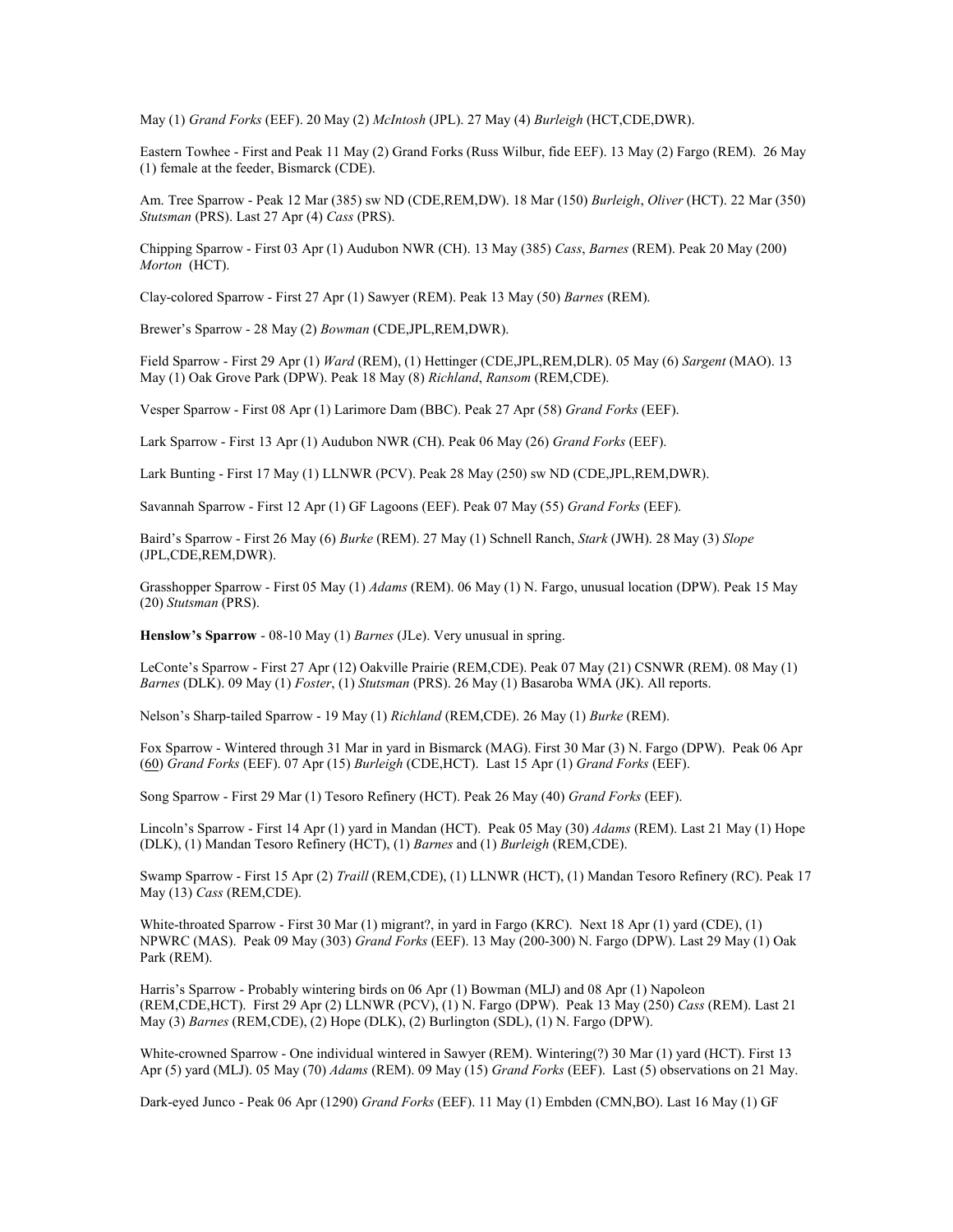May (1) *Grand Forks* (EEF). 20 May (2) *McIntosh* (JPL). 27 May (4) *Burleigh* (HCT,CDE,DWR).

Eastern Towhee - First and Peak 11 May (2) Grand Forks (Russ Wilbur, fide EEF). 13 May (2) Fargo (REM). 26 May (1) female at the feeder, Bismarck (CDE).

Am. Tree Sparrow - Peak 12 Mar (385) sw ND (CDE,REM,DW). 18 Mar (150) *Burleigh*, *Oliver* (HCT). 22 Mar (350) *Stutsman* (PRS). Last 27 Apr (4) *Cass* (PRS).

Chipping Sparrow - First 03 Apr (1) Audubon NWR (CH). 13 May (385) *Cass*, *Barnes* (REM). Peak 20 May (200) *Morton* (HCT).

Clay-colored Sparrow - First 27 Apr (1) Sawyer (REM). Peak 13 May (50) *Barnes* (REM).

Brewer's Sparrow - 28 May (2) *Bowman* (CDE,JPL,REM,DWR).

Field Sparrow - First 29 Apr (1) *Ward* (REM), (1) Hettinger (CDE,JPL,REM,DLR). 05 May (6) *Sargent* (MAO). 13 May (1) Oak Grove Park (DPW). Peak 18 May (8) *Richland*, *Ransom* (REM,CDE).

Vesper Sparrow - First 08 Apr (1) Larimore Dam (BBC). Peak 27 Apr (58) *Grand Forks* (EEF).

Lark Sparrow - First 13 Apr (1) Audubon NWR (CH). Peak 06 May (26) *Grand Forks* (EEF).

Lark Bunting - First 17 May (1) LLNWR (PCV). Peak 28 May (250) sw ND (CDE,JPL,REM,DWR).

Savannah Sparrow - First 12 Apr (1) GF Lagoons (EEF). Peak 07 May (55) *Grand Forks* (EEF).

Baird's Sparrow - First 26 May (6) *Burke* (REM). 27 May (1) Schnell Ranch, *Stark* (JWH). 28 May (3) *Slope* (JPL,CDE,REM,DWR).

Grasshopper Sparrow - First 05 May (1) *Adams* (REM). 06 May (1) N. Fargo, unusual location (DPW). Peak 15 May (20) *Stutsman* (PRS).

**Henslow's Sparrow** - 08-10 May (1) *Barnes* (JLe). Very unusual in spring.

LeConte's Sparrow - First 27 Apr (12) Oakville Prairie (REM,CDE). Peak 07 May (21) CSNWR (REM). 08 May (1) *Barnes* (DLK). 09 May (1) *Foster*, (1) *Stutsman* (PRS). 26 May (1) Basaroba WMA (JK). All reports.

Nelson's Sharp-tailed Sparrow - 19 May (1) *Richland* (REM,CDE). 26 May (1) *Burke* (REM).

Fox Sparrow - Wintered through 31 Mar in yard in Bismarck (MAG). First 30 Mar (3) N. Fargo (DPW). Peak 06 Apr (60) *Grand Forks* (EEF). 07 Apr (15) *Burleigh* (CDE,HCT). Last 15 Apr (1) *Grand Forks* (EEF).

Song Sparrow - First 29 Mar (1) Tesoro Refinery (HCT). Peak 26 May (40) *Grand Forks* (EEF).

Lincoln's Sparrow - First 14 Apr (1) yard in Mandan (HCT). Peak 05 May (30) *Adams* (REM). Last 21 May (1) Hope (DLK), (1) Mandan Tesoro Refinery (HCT), (1) *Barnes* and (1) *Burleigh* (REM,CDE).

Swamp Sparrow - First 15 Apr (2) *Traill* (REM,CDE), (1) LLNWR (HCT), (1) Mandan Tesoro Refinery (RC). Peak 17 May (13) *Cass* (REM,CDE).

White-throated Sparrow - First 30 Mar (1) migrant?, in yard in Fargo (KRC). Next 18 Apr (1) yard (CDE), (1) NPWRC (MAS). Peak 09 May (303) *Grand Forks* (EEF). 13 May (200-300) N. Fargo (DPW). Last 29 May (1) Oak Park (REM).

Harris's Sparrow - Probably wintering birds on 06 Apr (1) Bowman (MLJ) and 08 Apr (1) Napoleon (REM,CDE,HCT). First 29 Apr (2) LLNWR (PCV), (1) N. Fargo (DPW). Peak 13 May (250) *Cass* (REM). Last 21 May (3) *Barnes* (REM,CDE), (2) Hope (DLK), (2) Burlington (SDL), (1) N. Fargo (DPW).

White-crowned Sparrow - One individual wintered in Sawyer (REM). Wintering(?) 30 Mar (1) yard (HCT). First 13 Apr (5) yard (MLJ). 05 May (70) *Adams* (REM). 09 May (15) *Grand Forks* (EEF). Last (5) observations on 21 May.

Dark-eyed Junco - Peak 06 Apr (1290) *Grand Forks* (EEF). 11 May (1) Embden (CMN,BO). Last 16 May (1) GF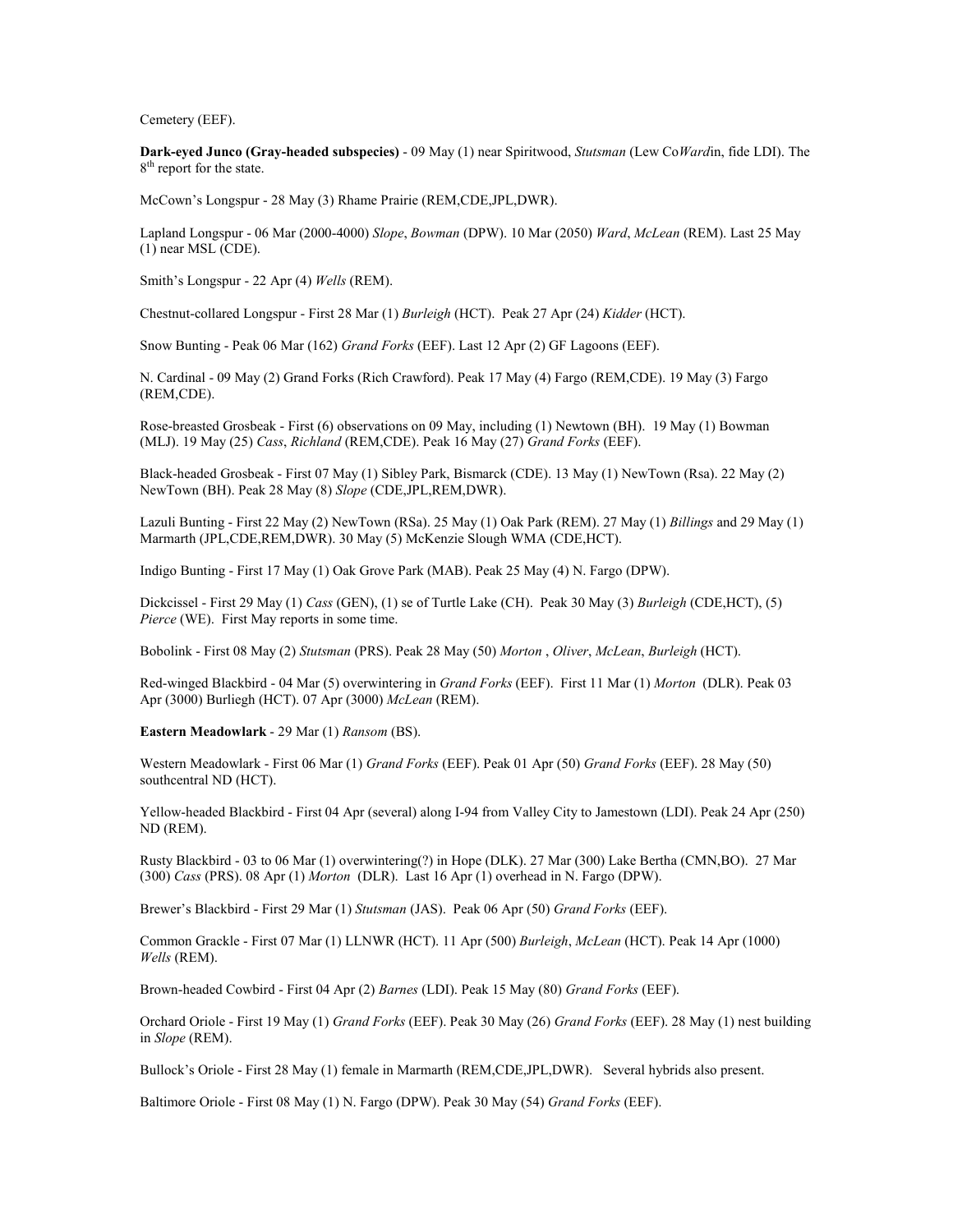Cemetery (EEF).

**Dark-eyed Junco (Gray-headed subspecies)** - 09 May (1) near Spiritwood, *Stutsman* (Lew Co*Ward*in, fide LDI). The 8th report for the state.

McCown's Longspur - 28 May (3) Rhame Prairie (REM,CDE,JPL,DWR).

Lapland Longspur - 06 Mar (2000-4000) *Slope*, *Bowman* (DPW). 10 Mar (2050) *Ward*, *McLean* (REM). Last 25 May (1) near MSL (CDE).

Smith's Longspur - 22 Apr (4) *Wells* (REM).

Chestnut-collared Longspur - First 28 Mar (1) *Burleigh* (HCT). Peak 27 Apr (24) *Kidder* (HCT).

Snow Bunting - Peak 06 Mar (162) *Grand Forks* (EEF). Last 12 Apr (2) GF Lagoons (EEF).

N. Cardinal - 09 May (2) Grand Forks (Rich Crawford). Peak 17 May (4) Fargo (REM,CDE). 19 May (3) Fargo (REM,CDE).

Rose-breasted Grosbeak - First (6) observations on 09 May, including (1) Newtown (BH). 19 May (1) Bowman (MLJ). 19 May (25) *Cass*, *Richland* (REM,CDE). Peak 16 May (27) *Grand Forks* (EEF).

Black-headed Grosbeak - First 07 May (1) Sibley Park, Bismarck (CDE). 13 May (1) NewTown (Rsa). 22 May (2) NewTown (BH). Peak 28 May (8) *Slope* (CDE,JPL,REM,DWR).

Lazuli Bunting - First 22 May (2) NewTown (RSa). 25 May (1) Oak Park (REM). 27 May (1) *Billings* and 29 May (1) Marmarth (JPL,CDE,REM,DWR). 30 May (5) McKenzie Slough WMA (CDE,HCT).

Indigo Bunting - First 17 May (1) Oak Grove Park (MAB). Peak 25 May (4) N. Fargo (DPW).

Dickcissel - First 29 May (1) *Cass* (GEN), (1) se of Turtle Lake (CH). Peak 30 May (3) *Burleigh* (CDE,HCT), (5) *Pierce* (WE). First May reports in some time.

Bobolink - First 08 May (2) *Stutsman* (PRS). Peak 28 May (50) *Morton* , *Oliver*, *McLean*, *Burleigh* (HCT).

Red-winged Blackbird - 04 Mar (5) overwintering in *Grand Forks* (EEF). First 11 Mar (1) *Morton* (DLR). Peak 03 Apr (3000) Burliegh (HCT). 07 Apr (3000) *McLean* (REM).

**Eastern Meadowlark** - 29 Mar (1) *Ransom* (BS).

Western Meadowlark - First 06 Mar (1) *Grand Forks* (EEF). Peak 01 Apr (50) *Grand Forks* (EEF). 28 May (50) southcentral ND (HCT).

Yellow-headed Blackbird - First 04 Apr (several) along I-94 from Valley City to Jamestown (LDI). Peak 24 Apr (250) ND (REM).

Rusty Blackbird - 03 to 06 Mar (1) overwintering(?) in Hope (DLK). 27 Mar (300) Lake Bertha (CMN,BO). 27 Mar (300) *Cass* (PRS). 08 Apr (1) *Morton* (DLR). Last 16 Apr (1) overhead in N. Fargo (DPW).

Brewer's Blackbird - First 29 Mar (1) *Stutsman* (JAS). Peak 06 Apr (50) *Grand Forks* (EEF).

Common Grackle - First 07 Mar (1) LLNWR (HCT). 11 Apr (500) *Burleigh*, *McLean* (HCT). Peak 14 Apr (1000) *Wells* (REM).

Brown-headed Cowbird - First 04 Apr (2) *Barnes* (LDI). Peak 15 May (80) *Grand Forks* (EEF).

Orchard Oriole - First 19 May (1) *Grand Forks* (EEF). Peak 30 May (26) *Grand Forks* (EEF). 28 May (1) nest building in *Slope* (REM).

Bullock's Oriole - First 28 May (1) female in Marmarth (REM,CDE,JPL,DWR). Several hybrids also present.

Baltimore Oriole - First 08 May (1) N. Fargo (DPW). Peak 30 May (54) *Grand Forks* (EEF).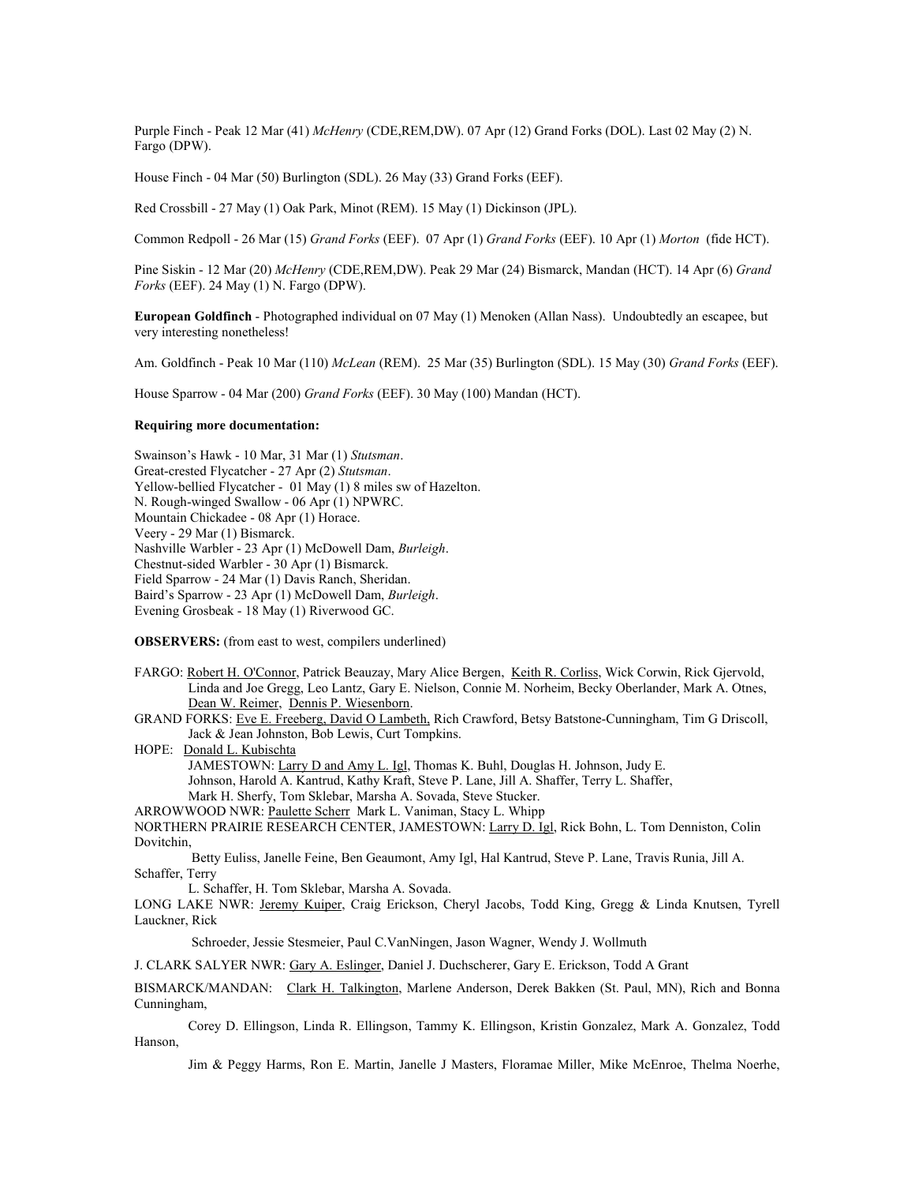Purple Finch - Peak 12 Mar (41) *McHenry* (CDE,REM,DW). 07 Apr (12) Grand Forks (DOL). Last 02 May (2) N. Fargo (DPW).

House Finch - 04 Mar (50) Burlington (SDL). 26 May (33) Grand Forks (EEF).

Red Crossbill - 27 May (1) Oak Park, Minot (REM). 15 May (1) Dickinson (JPL).

Common Redpoll - 26 Mar (15) *Grand Forks* (EEF). 07 Apr (1) *Grand Forks* (EEF). 10 Apr (1) *Morton* (fide HCT).

Pine Siskin - 12 Mar (20) *McHenry* (CDE,REM,DW). Peak 29 Mar (24) Bismarck, Mandan (HCT). 14 Apr (6) *Grand Forks* (EEF). 24 May (1) N. Fargo (DPW).

**European Goldfinch** - Photographed individual on 07 May (1) Menoken (Allan Nass). Undoubtedly an escapee, but very interesting nonetheless!

Am. Goldfinch - Peak 10 Mar (110) *McLean* (REM). 25 Mar (35) Burlington (SDL). 15 May (30) *Grand Forks* (EEF).

House Sparrow - 04 Mar (200) *Grand Forks* (EEF). 30 May (100) Mandan (HCT).

**Requiring more documentation:**

Swainson's Hawk - 10 Mar, 31 Mar (1) *Stutsman*.
Great-crested Flycatcher - 27 Apr (2) *Stutsman*.
Yellow-bellied Flycatcher - 01 May (1) 8 miles sw of Hazelton.
N. Rough-winged Swallow - 06 Apr (1) NPWRC.
Mountain Chickadee - 08 Apr (1) Horace.
Veery - 29 Mar (1) Bismarck.
Nashville Warbler - 23 Apr (1) McDowell Dam, *Burleigh*.
Chestnut-sided Warbler - 30 Apr (1) Bismarck.
Field Sparrow - 24 Mar (1) Davis Ranch, Sheridan.
Baird's Sparrow - 23 Apr (1) McDowell Dam, *Burleigh*.
Evening Grosbeak - 18 May (1) Riverwood GC.

**OBSERVERS:** (from east to west, compilers underlined)

FARGO: Robert H. O'Connor, Patrick Beauzay, Mary Alice Bergen, Keith R. Corliss, Wick Corwin, Rick Gjervold, Linda and Joe Gregg, Leo Lantz, Gary E. Nielson, Connie M. Norheim, Becky Oberlander, Mark A. Otnes, Dean W. Reimer, Dennis P. Wiesenborn.

GRAND FORKS: Eve E. Freeberg, David O Lambeth, Rich Crawford, Betsy Batstone-Cunningham, Tim G Driscoll, Jack & Jean Johnston, Bob Lewis, Curt Tompkins.

HOPE: Donald L. Kubischta

JAMESTOWN: Larry D and Amy L. Igl, Thomas K. Buhl, Douglas H. Johnson, Judy E. Johnson, Harold A. Kantrud, Kathy Kraft, Steve P. Lane, Jill A. Shaffer, Terry L. Shaffer, Mark H. Sherfy, Tom Sklebar, Marsha A. Sovada, Steve Stucker.

ARROWWOOD NWR: Paulette Scherr Mark L. Vaniman, Stacy L. Whipp

NORTHERN PRAIRIE RESEARCH CENTER, JAMESTOWN: Larry D. Igl, Rick Bohn, L. Tom Denniston, Colin Dovitchin, Betty Euliss, Janelle Feine, Ben Geaumont, Amy Igl, Hal Kantrud, Steve P. Lane, Travis Runia, Jill A. Schaffer, Terry L. Schaffer, H. Tom Sklebar, Marsha A. Sovada.

LONG LAKE NWR: Jeremy Kuiper, Craig Erickson, Cheryl Jacobs, Todd King, Gregg & Linda Knutsen, Tyrell Lauckner, Rick Schroeder, Jessie Stesmeier, Paul C.VanNingen, Jason Wagner, Wendy J. Wollmuth

J. CLARK SALYER NWR: Gary A. Eslinger, Daniel J. Duchscherer, Gary E. Erickson, Todd A Grant

BISMARCK/MANDAN: Clark H. Talkington, Marlene Anderson, Derek Bakken (St. Paul, MN), Rich and Bonna Cunningham, Corey D. Ellingson, Linda R. Ellingson, Tammy K. Ellingson, Kristin Gonzalez, Mark A. Gonzalez, Todd Hanson, Jim & Peggy Harms, Ron E. Martin, Janelle J Masters, Floramae Miller, Mike McEnroe, Thelma Noerhe,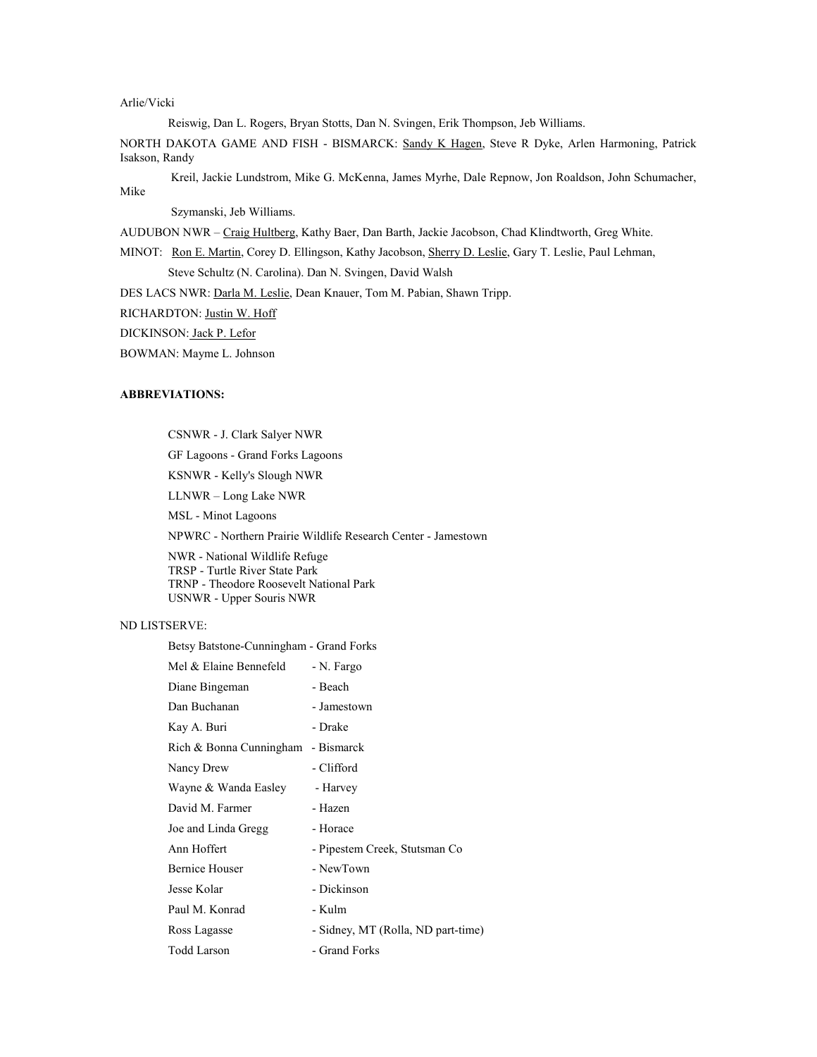Arlie/Vicki

Reiswig, Dan L. Rogers, Bryan Stotts, Dan N. Svingen, Erik Thompson, Jeb Williams.

NORTH DAKOTA GAME AND FISH - BISMARCK: Sandy K Hagen, Steve R Dyke, Arlen Harmoning, Patrick Isakson, Randy

Kreil, Jackie Lundstrom, Mike G. McKenna, James Myrhe, Dale Repnow, Jon Roaldson, John Schumacher, Mike

Szymanski, Jeb Williams.

AUDUBON NWR – Craig Hultberg, Kathy Baer, Dan Barth, Jackie Jacobson, Chad Klindtworth, Greg White.

MINOT: Ron E. Martin, Corey D. Ellingson, Kathy Jacobson, Sherry D. Leslie, Gary T. Leslie, Paul Lehman,

Steve Schultz (N. Carolina). Dan N. Svingen, David Walsh

DES LACS NWR: Darla M. Leslie, Dean Knauer, Tom M. Pabian, Shawn Tripp.

RICHARDTON: Justin W. Hoff

DICKINSON: Jack P. Lefor

BOWMAN: Mayme L. Johnson

**ABBREVIATIONS:**

CSNWR - J. Clark Salyer NWR

GF Lagoons - Grand Forks Lagoons

KSNWR - Kelly's Slough NWR

LLNWR – Long Lake NWR

MSL - Minot Lagoons

NPWRC - Northern Prairie Wildlife Research Center - Jamestown

NWR - National Wildlife Refuge
TRSP - Turtle River State Park
TRNP - Theodore Roosevelt National Park
USNWR - Upper Souris NWR

ND LISTSERVE:

Betsy Batstone-Cunningham - Grand Forks

Mel & Elaine Bennefeld - N. Fargo

Diane Bingeman - Beach

Dan Buchanan - Jamestown

Kay A. Buri - Drake

Rich & Bonna Cunningham - Bismarck

Nancy Drew - Clifford

Wayne & Wanda Easley - Harvey

David M. Farmer - Hazen

Joe and Linda Gregg - Horace

Ann Hoffert - Pipestem Creek, Stutsman Co

Bernice Houser - NewTown

Jesse Kolar - Dickinson

Paul M. Konrad - Kulm

Ross Lagasse - Sidney, MT (Rolla, ND part-time)

Todd Larson - Grand Forks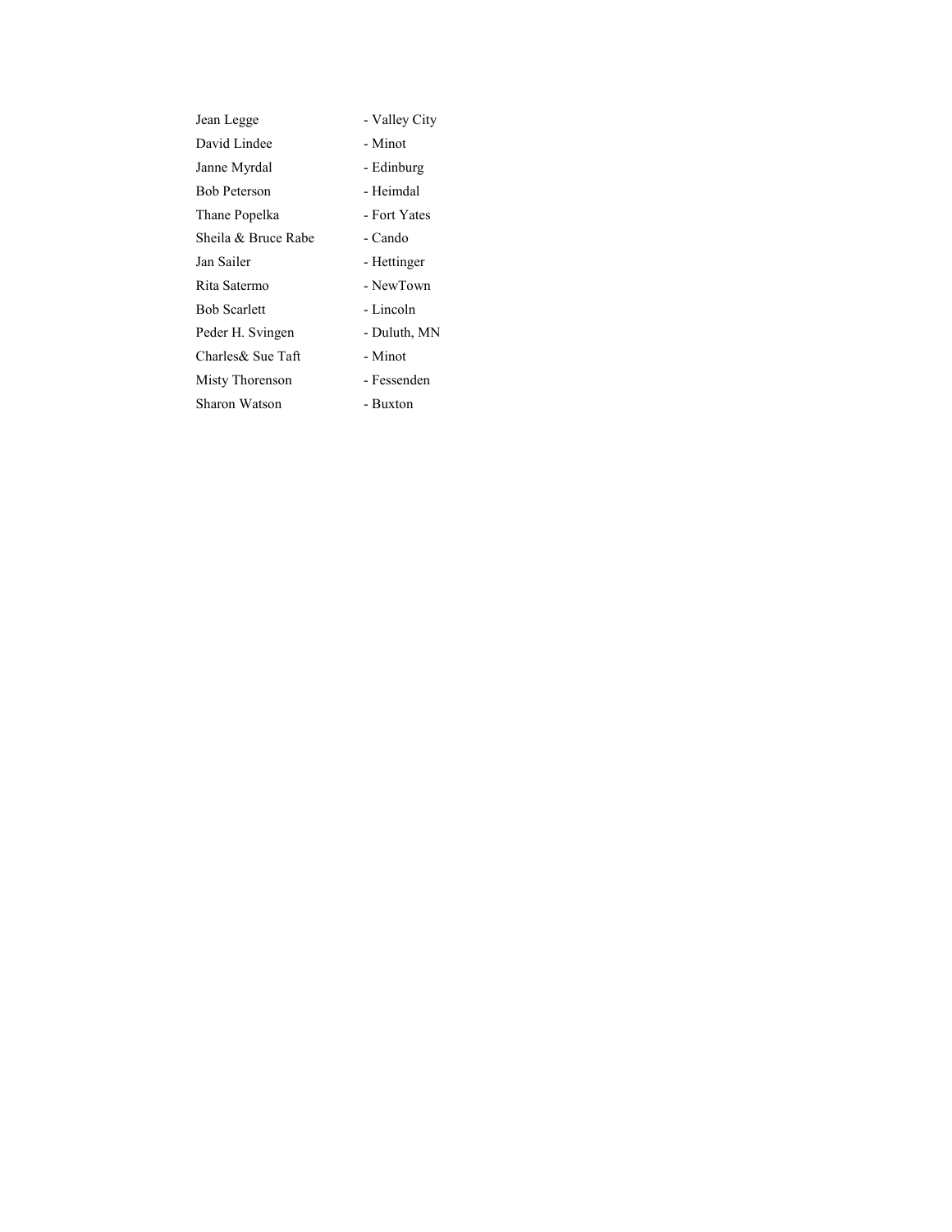| | |
|---|---|
| Jean Legge | - Valley City |
| David Lindee | - Minot |
| Janne Myrdal | - Edinburg |
| Bob Peterson | - Heimdal |
| Thane Popelka | - Fort Yates |
| Sheila & Bruce Rabe | - Cando |
| Jan Sailer | - Hettinger |
| Rita Satermo | - NewTown |
| Bob Scarlett | - Lincoln |
| Peder H. Svingen | - Duluth, MN |
| Charles& Sue Taft | - Minot |
| Misty Thorenson | - Fessenden |
| Sharon Watson | - Buxton |